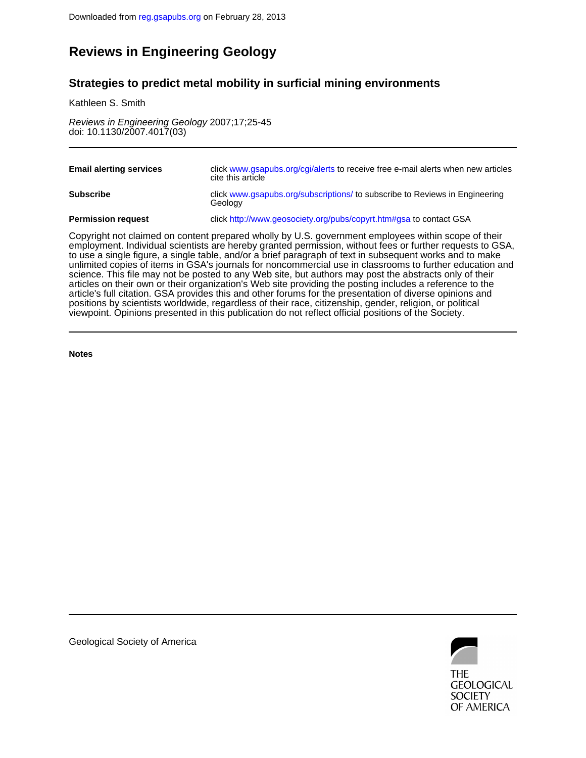Downloaded from reg.gsapubs.org on February 28, 2013

# Reviews in Engineering Geology

## Strategies to predict metal mobility in surficial mining environments

Kathleen S. Smith

*Reviews in Engineering Geology* 2007;17;25-45
doi: 10.1130/2007.4017(03)

| | |
|---|---|
| **Email alerting services** | click www.gsapubs.org/cgi/alerts to receive free e-mail alerts when new articles cite this article |
| **Subscribe** | click www.gsapubs.org/subscriptions/ to subscribe to Reviews in Engineering Geology |
| **Permission request** | click http://www.geosociety.org/pubs/copyrt.htm#gsa to contact GSA |

Copyright not claimed on content prepared wholly by U.S. government employees within scope of their employment. Individual scientists are hereby granted permission, without fees or further requests to GSA, to use a single figure, a single table, and/or a brief paragraph of text in subsequent works and to make unlimited copies of items in GSA's journals for noncommercial use in classrooms to further education and science. This file may not be posted to any Web site, but authors may post the abstracts only of their articles on their own or their organization's Web site providing the posting includes a reference to the article's full citation. GSA provides this and other forums for the presentation of diverse opinions and positions by scientists worldwide, regardless of their race, citizenship, gender, religion, or political viewpoint. Opinions presented in this publication do not reflect official positions of the Society.

**Notes**

Geological Society of America

THE GEOLOGICAL SOCIETY OF AMERICA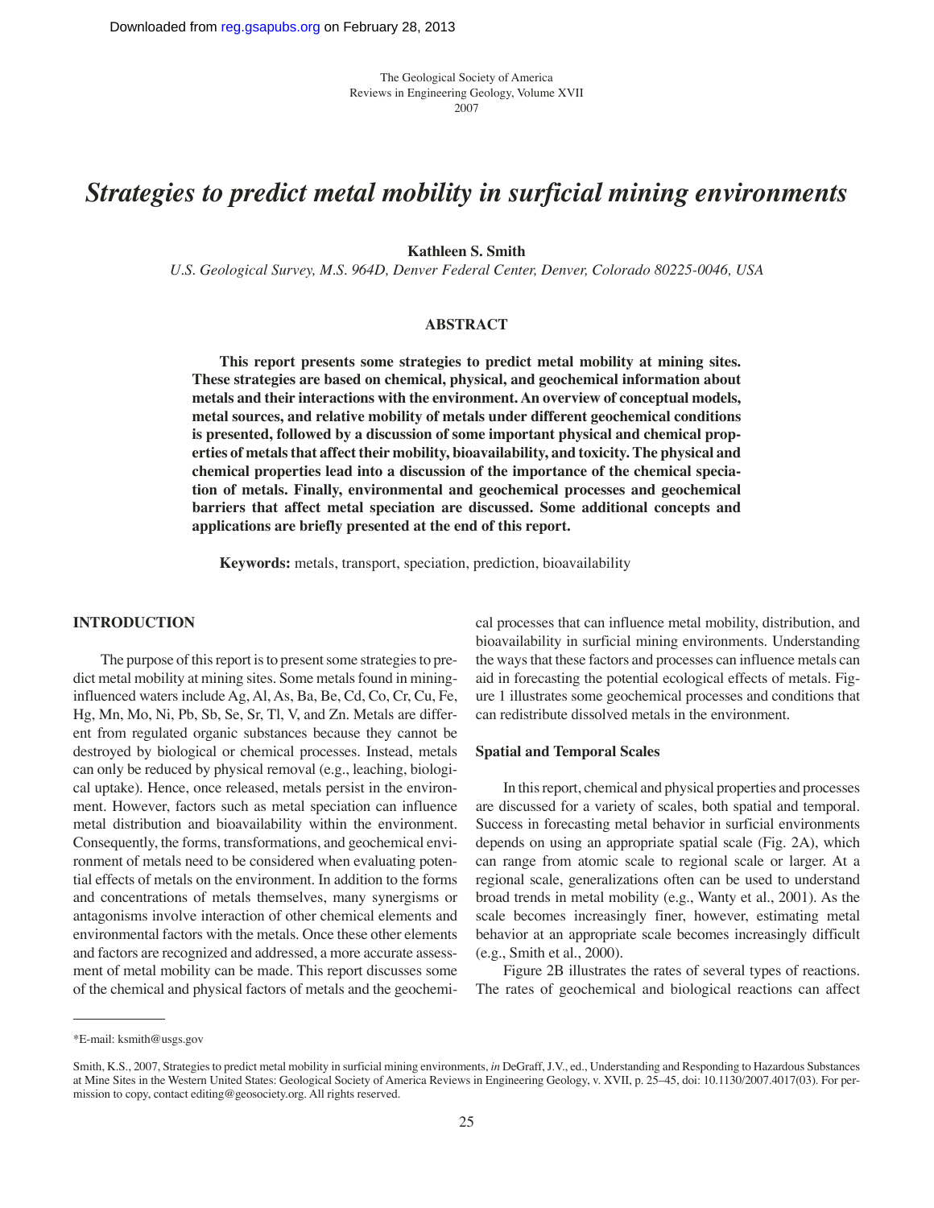# *Strategies to predict metal mobility in surficial mining environments*

**Kathleen S. Smith**

*U.S. Geological Survey, M.S. 964D, Denver Federal Center, Denver, Colorado 80225-0046, USA*

## ABSTRACT

**This report presents some strategies to predict metal mobility at mining sites. These strategies are based on chemical, physical, and geochemical information about metals and their interactions with the environment. An overview of conceptual models, metal sources, and relative mobility of metals under different geochemical conditions is presented, followed by a discussion of some important physical and chemical properties of metals that affect their mobility, bioavailability, and toxicity. The physical and chemical properties lead into a discussion of the importance of the chemical speciation of metals. Finally, environmental and geochemical processes and geochemical barriers that affect metal speciation are discussed. Some additional concepts and applications are briefly presented at the end of this report.**

**Keywords:** metals, transport, speciation, prediction, bioavailability

## INTRODUCTION

The purpose of this report is to present some strategies to predict metal mobility at mining sites. Some metals found in mining-influenced waters include Ag, Al, As, Ba, Be, Cd, Co, Cr, Cu, Fe, Hg, Mn, Mo, Ni, Pb, Sb, Se, Sr, Tl, V, and Zn. Metals are different from regulated organic substances because they cannot be destroyed by biological or chemical processes. Instead, metals can only be reduced by physical removal (e.g., leaching, biological uptake). Hence, once released, metals persist in the environment. However, factors such as metal speciation can influence metal distribution and bioavailability within the environment. Consequently, the forms, transformations, and geochemical environment of metals need to be considered when evaluating potential effects of metals on the environment. In addition to the forms and concentrations of metals themselves, many synergisms or antagonisms involve interaction of other chemical elements and environmental factors with the metals. Once these other elements and factors are recognized and addressed, a more accurate assessment of metal mobility can be made. This report discusses some of the chemical and physical factors of metals and the geochemical processes that can influence metal mobility, distribution, and bioavailability in surficial mining environments. Understanding the ways that these factors and processes can influence metals can aid in forecasting the potential ecological effects of metals. Figure 1 illustrates some geochemical processes and conditions that can redistribute dissolved metals in the environment.

### Spatial and Temporal Scales

In this report, chemical and physical properties and processes are discussed for a variety of scales, both spatial and temporal. Success in forecasting metal behavior in surficial environments depends on using an appropriate spatial scale (Fig. 2A), which can range from atomic scale to regional scale or larger. At a regional scale, generalizations often can be used to understand broad trends in metal mobility (e.g., Wanty et al., 2001). As the scale becomes increasingly finer, however, estimating metal behavior at an appropriate scale becomes increasingly difficult (e.g., Smith et al., 2000).

Figure 2B illustrates the rates of several types of reactions. The rates of geochemical and biological reactions can affect

---

*E-mail: ksmith@usgs.gov

Smith, K.S., 2007, Strategies to predict metal mobility in surficial mining environments, *in* DeGraff, J.V., ed., Understanding and Responding to Hazardous Substances at Mine Sites in the Western United States: Geological Society of America Reviews in Engineering Geology, v. XVII, p. 25–45, doi: 10.1130/2007.4017(03). For permission to copy, contact editing@geosociety.org. All rights reserved.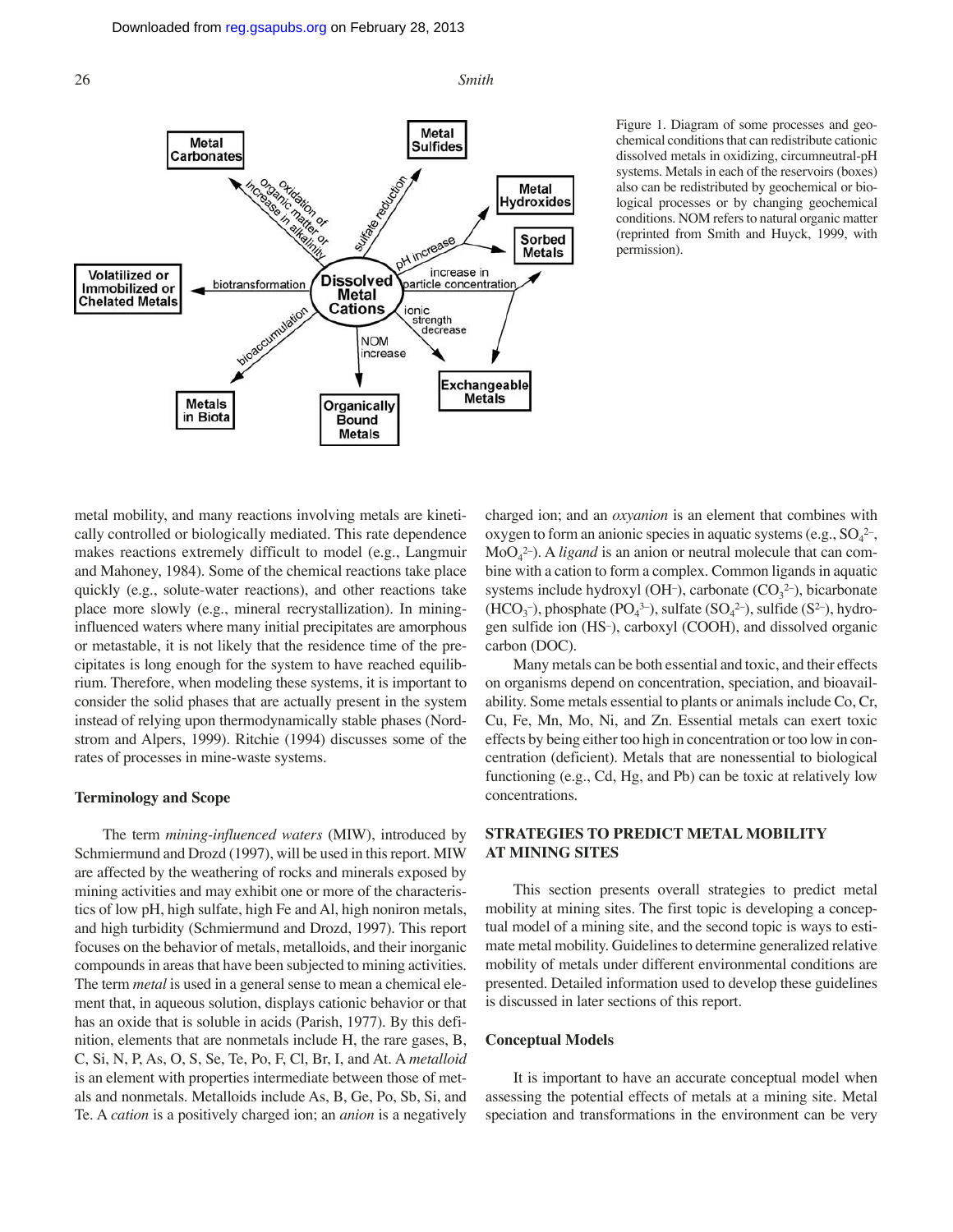Metal Carbonates

Metal Sulfides

Metal Hydroxides

Sorbed Metals

Volatilized or Immobilized or Chelated Metals

Dissolved Metal Cations

Exchangeable Metals

Metals in Biota

Organically Bound Metals

oxidation of organic matter or increase in alkalinity

sulfate reduction

pH increase

increase in particle concentration

biotransformation

ionic strength decrease

NOM increase

bioaccumulation

Figure 1. Diagram of some processes and geochemical conditions that can redistribute cationic dissolved metals in oxidizing, circumneutral-pH systems. Metals in each of the reservoirs (boxes) also can be redistributed by geochemical or biological processes or by changing geochemical conditions. NOM refers to natural organic matter (reprinted from Smith and Huyck, 1999, with permission).

metal mobility, and many reactions involving metals are kinetically controlled or biologically mediated. This rate dependence makes reactions extremely difficult to model (e.g., Langmuir and Mahoney, 1984). Some of the chemical reactions take place quickly (e.g., solute-water reactions), and other reactions take place more slowly (e.g., mineral recrystallization). In mining-influenced waters where many initial precipitates are amorphous or metastable, it is not likely that the residence time of the precipitates is long enough for the system to have reached equilibrium. Therefore, when modeling these systems, it is important to consider the solid phases that are actually present in the system instead of relying upon thermodynamically stable phases (Nordstrom and Alpers, 1999). Ritchie (1994) discusses some of the rates of processes in mine-waste systems.

### Terminology and Scope

The term *mining-influenced waters* (MIW), introduced by Schmiermund and Drozd (1997), will be used in this report. MIW are affected by the weathering of rocks and minerals exposed by mining activities and may exhibit one or more of the characteristics of low pH, high sulfate, high Fe and Al, high noniron metals, and high turbidity (Schmiermund and Drozd, 1997). This report focuses on the behavior of metals, metalloids, and their inorganic compounds in areas that have been subjected to mining activities. The term *metal* is used in a general sense to mean a chemical element that, in aqueous solution, displays cationic behavior or that has an oxide that is soluble in acids (Parish, 1977). By this definition, elements that are nonmetals include H, the rare gases, B, C, Si, N, P, As, O, S, Se, Te, Po, F, Cl, Br, I, and At. A *metalloid* is an element with properties intermediate between those of metals and nonmetals. Metalloids include As, B, Ge, Po, Sb, Si, and Te. A *cation* is a positively charged ion; an *anion* is a negatively charged ion; and an *oxyanion* is an element that combines with oxygen to form an anionic species in aquatic systems (e.g., $SO_4^{2-}$, $MoO_4^{2-}$). A *ligand* is an anion or neutral molecule that can combine with a cation to form a complex. Common ligands in aquatic systems include hydroxyl ($OH^-$), carbonate ($CO_3^{2-}$), bicarbonate ($HCO_3^-$), phosphate ($PO_4^{3-}$), sulfate ($SO_4^{2-}$), sulfide ($S^{2-}$), hydrogen sulfide ion ($HS^-$), carboxyl (COOH), and dissolved organic carbon (DOC).

Many metals can be both essential and toxic, and their effects on organisms depend on concentration, speciation, and bioavailability. Some metals essential to plants or animals include Co, Cr, Cu, Fe, Mn, Mo, Ni, and Zn. Essential metals can exert toxic effects by being either too high in concentration or too low in concentration (deficient). Metals that are nonessential to biological functioning (e.g., Cd, Hg, and Pb) can be toxic at relatively low concentrations.

## STRATEGIES TO PREDICT METAL MOBILITY AT MINING SITES

This section presents overall strategies to predict metal mobility at mining sites. The first topic is developing a conceptual model of a mining site, and the second topic is ways to estimate metal mobility. Guidelines to determine generalized relative mobility of metals under different environmental conditions are presented. Detailed information used to develop these guidelines is discussed in later sections of this report.

### Conceptual Models

It is important to have an accurate conceptual model when assessing the potential effects of metals at a mining site. Metal speciation and transformations in the environment can be very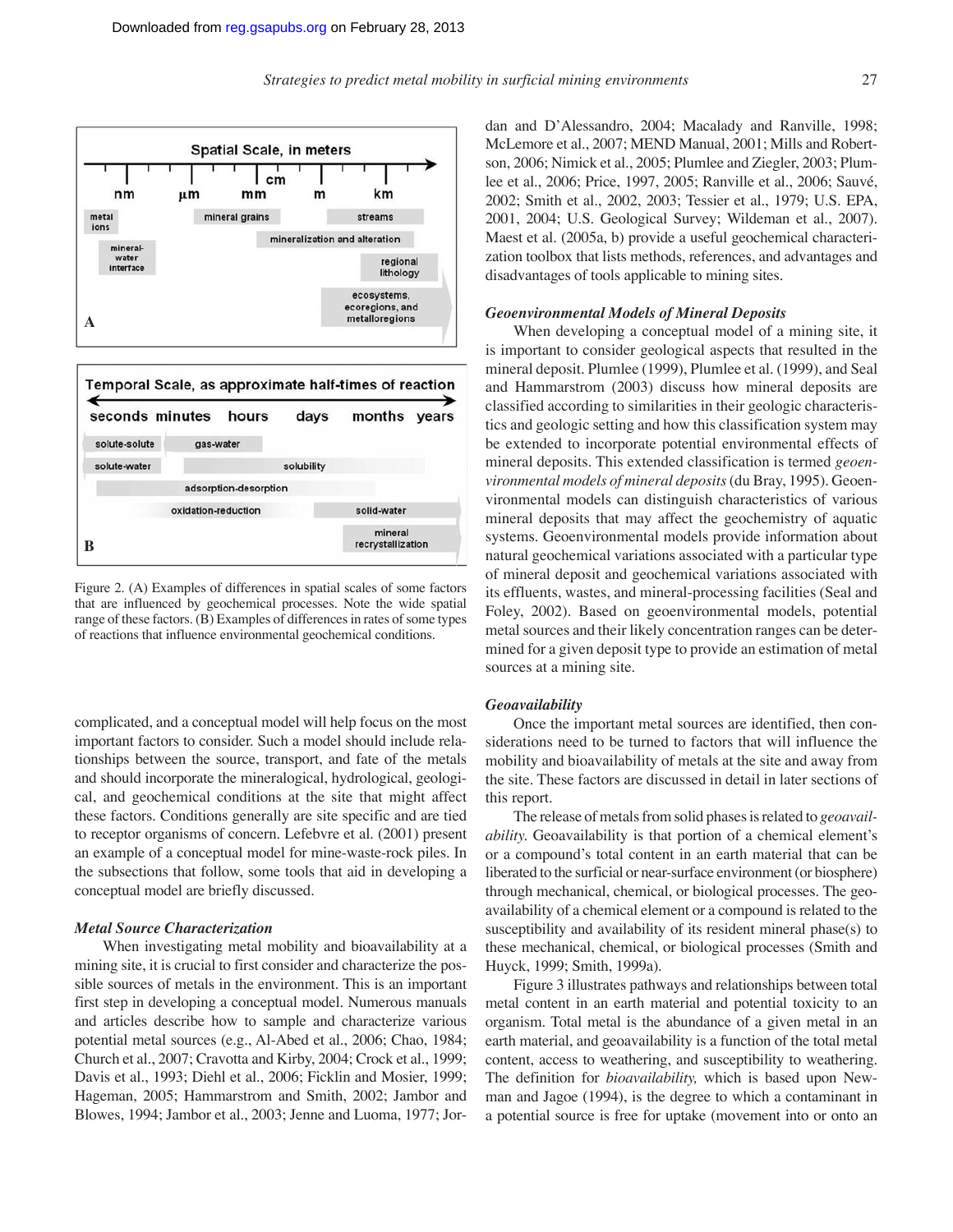Spatial Scale, in meters

nm

µm

mm

cm

m

km

metal ions

mineral grains

streams

mineral-water interface

mineralization and alteration

regional lithology

ecosystems, ecoregions, and metalloregions

A

Temporal Scale, as approximate half-times of reaction

seconds minutes hours days months years

solute-solute

gas-water

solute-water

solubility

adsorption-desorption

oxidation-reduction

solid-water

mineral recrystallization

B

Figure 2. (A) Examples of differences in spatial scales of some factors that are influenced by geochemical processes. Note the wide spatial range of these factors. (B) Examples of differences in rates of some types of reactions that influence environmental geochemical conditions.

complicated, and a conceptual model will help focus on the most important factors to consider. Such a model should include relationships between the source, transport, and fate of the metals and should incorporate the mineralogical, hydrological, geological, and geochemical conditions at the site that might affect these factors. Conditions generally are site specific and are tied to receptor organisms of concern. Lefebvre et al. (2001) present an example of a conceptual model for mine-waste-rock piles. In the subsections that follow, some tools that aid in developing a conceptual model are briefly discussed.

### *Metal Source Characterization*

When investigating metal mobility and bioavailability at a mining site, it is crucial to first consider and characterize the possible sources of metals in the environment. This is an important first step in developing a conceptual model. Numerous manuals and articles describe how to sample and characterize various potential metal sources (e.g., Al-Abed et al., 2006; Chao, 1984; Church et al., 2007; Cravotta and Kirby, 2004; Crock et al., 1999; Davis et al., 1993; Diehl et al., 2006; Ficklin and Mosier, 1999; Hageman, 2005; Hammarstrom and Smith, 2002; Jambor and Blowes, 1994; Jambor et al., 2003; Jenne and Luoma, 1977; Jordan and D'Alessandro, 2004; Macalady and Ranville, 1998; McLemore et al., 2007; MEND Manual, 2001; Mills and Robertson, 2006; Nimick et al., 2005; Plumlee and Ziegler, 2003; Plumlee et al., 2006; Price, 1997, 2005; Ranville et al., 2006; Sauvé, 2002; Smith et al., 2002, 2003; Tessier et al., 1979; U.S. EPA, 2001, 2004; U.S. Geological Survey; Wildeman et al., 2007). Maest et al. (2005a, b) provide a useful geochemical characterization toolbox that lists methods, references, and advantages and disadvantages of tools applicable to mining sites.

### *Geoenvironmental Models of Mineral Deposits*

When developing a conceptual model of a mining site, it is important to consider geological aspects that resulted in the mineral deposit. Plumlee (1999), Plumlee et al. (1999), and Seal and Hammarstrom (2003) discuss how mineral deposits are classified according to similarities in their geologic characteristics and geologic setting and how this classification system may be extended to incorporate potential environmental effects of mineral deposits. This extended classification is termed *geoenvironmental models of mineral deposits* (du Bray, 1995). Geoenvironmental models can distinguish characteristics of various mineral deposits that may affect the geochemistry of aquatic systems. Geoenvironmental models provide information about natural geochemical variations associated with a particular type of mineral deposit and geochemical variations associated with its effluents, wastes, and mineral-processing facilities (Seal and Foley, 2002). Based on geoenvironmental models, potential metal sources and their likely concentration ranges can be determined for a given deposit type to provide an estimation of metal sources at a mining site.

### *Geoavailability*

Once the important metal sources are identified, then considerations need to be turned to factors that will influence the mobility and bioavailability of metals at the site and away from the site. These factors are discussed in detail in later sections of this report.

The release of metals from solid phases is related to *geoavailability.* Geoavailability is that portion of a chemical element's or a compound's total content in an earth material that can be liberated to the surficial or near-surface environment (or biosphere) through mechanical, chemical, or biological processes. The geoavailability of a chemical element or a compound is related to the susceptibility and availability of its resident mineral phase(s) to these mechanical, chemical, or biological processes (Smith and Huyck, 1999; Smith, 1999a).

Figure 3 illustrates pathways and relationships between total metal content in an earth material and potential toxicity to an organism. Total metal is the abundance of a given metal in an earth material, and geoavailability is a function of the total metal content, access to weathering, and susceptibility to weathering. The definition for *bioavailability,* which is based upon Newman and Jagoe (1994), is the degree to which a contaminant in a potential source is free for uptake (movement into or onto an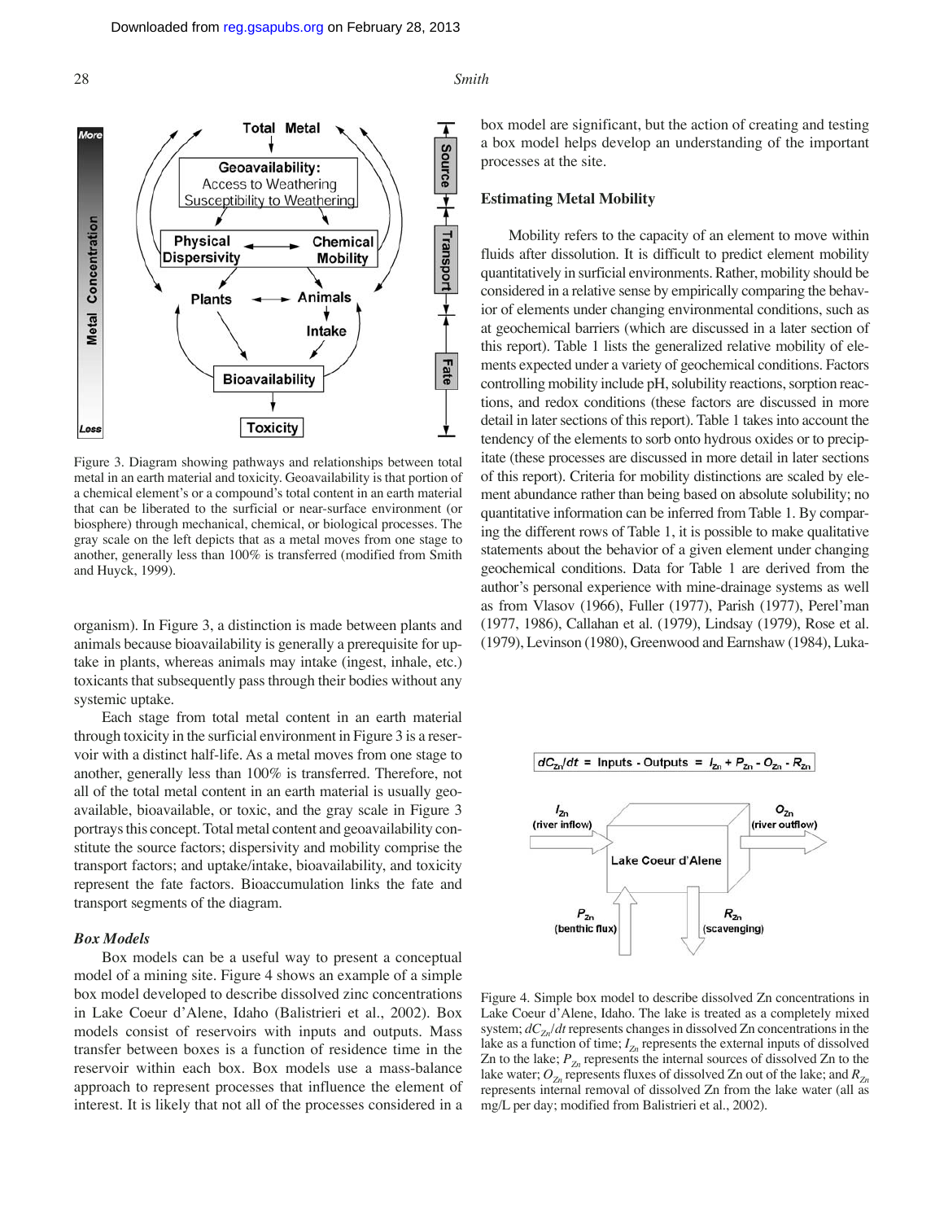Total Metal

Geoavailability:
Access to Weathering
Susceptibility to Weathering

Physical Dispersivity

Chemical Mobility

Plants

Animals

Intake

Bioavailability

Toxicity

More

Metal Concentration

Less

Source

Transport

Fate

Figure 3. Diagram showing pathways and relationships between total metal in an earth material and toxicity. Geoavailability is that portion of a chemical element's or a compound's total content in an earth material that can be liberated to the surficial or near-surface environment (or biosphere) through mechanical, chemical, or biological processes. The gray scale on the left depicts that as a metal moves from one stage to another, generally less than 100% is transferred (modified from Smith and Huyck, 1999).

organism). In Figure 3, a distinction is made between plants and animals because bioavailability is generally a prerequisite for uptake in plants, whereas animals may intake (ingest, inhale, etc.) toxicants that subsequently pass through their bodies without any systemic uptake.

Each stage from total metal content in an earth material through toxicity in the surficial environment in Figure 3 is a reservoir with a distinct half-life. As a metal moves from one stage to another, generally less than 100% is transferred. Therefore, not all of the total metal content in an earth material is usually geoavailable, bioavailable, or toxic, and the gray scale in Figure 3 portrays this concept. Total metal content and geoavailability constitute the source factors; dispersivity and mobility comprise the transport factors; and uptake/intake, bioavailability, and toxicity represent the fate factors. Bioaccumulation links the fate and transport segments of the diagram.

### *Box Models*

Box models can be a useful way to present a conceptual model of a mining site. Figure 4 shows an example of a simple box model developed to describe dissolved zinc concentrations in Lake Coeur d'Alene, Idaho (Balistrieri et al., 2002). Box models consist of reservoirs with inputs and outputs. Mass transfer between boxes is a function of residence time in the reservoir within each box. Box models use a mass-balance approach to represent processes that influence the element of interest. It is likely that not all of the processes considered in a box model are significant, but the action of creating and testing a box model helps develop an understanding of the important processes at the site.

## Estimating Metal Mobility

Mobility refers to the capacity of an element to move within fluids after dissolution. It is difficult to predict element mobility quantitatively in surficial environments. Rather, mobility should be considered in a relative sense by empirically comparing the behavior of elements under changing environmental conditions, such as at geochemical barriers (which are discussed in a later section of this report). Table 1 lists the generalized relative mobility of elements expected under a variety of geochemical conditions. Factors controlling mobility include pH, solubility reactions, sorption reactions, and redox conditions (these factors are discussed in more detail in later sections of this report). Table 1 takes into account the tendency of the elements to sorb onto hydrous oxides or to precipitate (these processes are discussed in more detail in later sections of this report). Criteria for mobility distinctions are scaled by element abundance rather than being based on absolute solubility; no quantitative information can be inferred from Table 1. By comparing the different rows of Table 1, it is possible to make qualitative statements about the behavior of a given element under changing geochemical conditions. Data for Table 1 are derived from the author's personal experience with mine-drainage systems as well as from Vlasov (1966), Fuller (1977), Parish (1977), Perel'man (1977, 1986), Callahan et al. (1979), Lindsay (1979), Rose et al. (1979), Levinson (1980), Greenwood and Earnshaw (1984), Luka-

$dC_{Zn}/dt$ = Inputs - Outputs = $I_{Zn} + P_{Zn} - O_{Zn} - R_{Zn}$

$I_{Zn}$ (river inflow)

$O_{Zn}$ (river outflow)

Lake Coeur d'Alene

$P_{Zn}$ (benthic flux)

$R_{Zn}$ (scavenging)

Figure 4. Simple box model to describe dissolved Zn concentrations in Lake Coeur d'Alene, Idaho. The lake is treated as a completely mixed system; $dC_{Zn}/dt$ represents changes in dissolved Zn concentrations in the lake as a function of time; $I_{Zn}$ represents the external inputs of dissolved Zn to the lake; $P_{Zn}$ represents the internal sources of dissolved Zn to the lake water; $O_{Zn}$ represents fluxes of dissolved Zn out of the lake; and $R_{Zn}$ represents internal removal of dissolved Zn from the lake water (all as mg/L per day; modified from Balistrieri et al., 2002).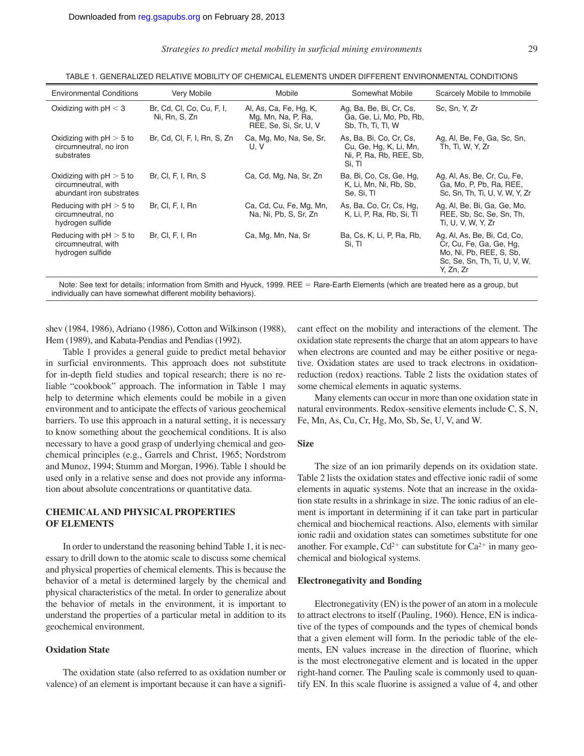TABLE 1. GENERALIZED RELATIVE MOBILITY OF CHEMICAL ELEMENTS UNDER DIFFERENT ENVIRONMENTAL CONDITIONS

| Environmental Conditions | Very Mobile | Mobile | Somewhat Mobile | Scarcely Mobile to Immobile |
|---|---|---|---|---|
| Oxidizing with pH < 3 | Br, Cd, Cl, Co, Cu, F, I, Ni, Rn, S, Zn | Al, As, Ca, Fe, Hg, K, Mg, Mn, Na, P, Ra, REE, Se, Si, Sr, U, V | Ag, Ba, Be, Bi, Cr, Cs, Ga, Ge, Li, Mo, Pb, Rb, Sb, Th, Ti, Tl, W | Sc, Sn, Y, Zr |
| Oxidizing with pH > 5 to circumneutral, no iron substrates | Br, Cd, Cl, F, I, Rn, S, Zn | Ca, Mg, Mo, Na, Se, Sr, U, V | As, Ba, Bi, Co, Cr, Cs, Cu, Ge, Hg, K, Li, Mn, Ni, P, Ra, Rb, REE, Sb, Si, Tl | Ag, Al, Be, Fe, Ga, Sc, Sn, Th, Ti, W, Y, Zr |
| Oxidizing with pH > 5 to circumneutral, with abundant iron substrates | Br, Cl, F, I, Rn, S | Ca, Cd, Mg, Na, Sr, Zn | Ba, Bi, Co, Cs, Ge, Hg, K, Li, Mn, Ni, Rb, Sb, Se, Si, Tl | Ag, Al, As, Be, Cr, Cu, Fe, Ga, Mo, P, Pb, Ra, REE, Sc, Sn, Th, Ti, U, V, W, Y, Zr |
| Reducing with pH > 5 to circumneutral, no hydrogen sulfide | Br, Cl, F, I, Rn | Ca, Cd, Cu, Fe, Mg, Mn, Na, Ni, Pb, S, Sr, Zn | As, Ba, Co, Cr, Cs, Hg, K, Li, P, Ra, Rb, Si, Tl | Ag, Al, Be, Bi, Ga, Ge, Mo, REE, Sb, Sc, Se, Sn, Th, Ti, U, V, W, Y, Zr |
| Reducing with pH > 5 to circumneutral, with hydrogen sulfide | Br, Cl, F, I, Rn | Ca, Mg, Mn, Na, Sr | Ba, Cs, K, Li, P, Ra, Rb, Si, Tl | Ag, Al, As, Be, Bi, Cd, Co, Cr, Cu, Fe, Ga, Ge, Hg, Mo, Ni, Pb, REE, S, Sb, Sc, Se, Sn, Th, Ti, U, V, W, Y, Zn, Zr |

Note: See text for details; information from Smith and Hyuck, 1999. REE = Rare-Earth Elements (which are treated here as a group, but individually can have somewhat different mobility behaviors).

shev (1984, 1986), Adriano (1986), Cotton and Wilkinson (1988), Hem (1989), and Kabata-Pendias and Pendias (1992).

Table 1 provides a general guide to predict metal behavior in surficial environments. This approach does not substitute for in-depth field studies and topical research; there is no reliable "cookbook" approach. The information in Table 1 may help to determine which elements could be mobile in a given environment and to anticipate the effects of various geochemical barriers. To use this approach in a natural setting, it is necessary to know something about the geochemical conditions. It is also necessary to have a good grasp of underlying chemical and geochemical principles (e.g., Garrels and Christ, 1965; Nordstrom and Munoz, 1994; Stumm and Morgan, 1996). Table 1 should be used only in a relative sense and does not provide any information about absolute concentrations or quantitative data.

## CHEMICAL AND PHYSICAL PROPERTIES OF ELEMENTS

In order to understand the reasoning behind Table 1, it is necessary to drill down to the atomic scale to discuss some chemical and physical properties of chemical elements. This is because the behavior of a metal is determined largely by the chemical and physical characteristics of the metal. In order to generalize about the behavior of metals in the environment, it is important to understand the properties of a particular metal in addition to its geochemical environment.

### Oxidation State

The oxidation state (also referred to as oxidation number or valence) of an element is important because it can have a significant effect on the mobility and interactions of the element. The oxidation state represents the charge that an atom appears to have when electrons are counted and may be either positive or negative. Oxidation states are used to track electrons in oxidation-reduction (redox) reactions. Table 2 lists the oxidation states of some chemical elements in aquatic systems.

Many elements can occur in more than one oxidation state in natural environments. Redox-sensitive elements include C, S, N, Fe, Mn, As, Cu, Cr, Hg, Mo, Sb, Se, U, V, and W.

### Size

The size of an ion primarily depends on its oxidation state. Table 2 lists the oxidation states and effective ionic radii of some elements in aquatic systems. Note that an increase in the oxidation state results in a shrinkage in size. The ionic radius of an element is important in determining if it can take part in particular chemical and biochemical reactions. Also, elements with similar ionic radii and oxidation states can sometimes substitute for one another. For example, $Cd^{2+}$ can substitute for $Ca^{2+}$ in many geochemical and biological systems.

### Electronegativity and Bonding

Electronegativity (EN) is the power of an atom in a molecule to attract electrons to itself (Pauling, 1960). Hence, EN is indicative of the types of compounds and the types of chemical bonds that a given element will form. In the periodic table of the elements, EN values increase in the direction of fluorine, which is the most electronegative element and is located in the upper right-hand corner. The Pauling scale is commonly used to quantify EN. In this scale fluorine is assigned a value of 4, and other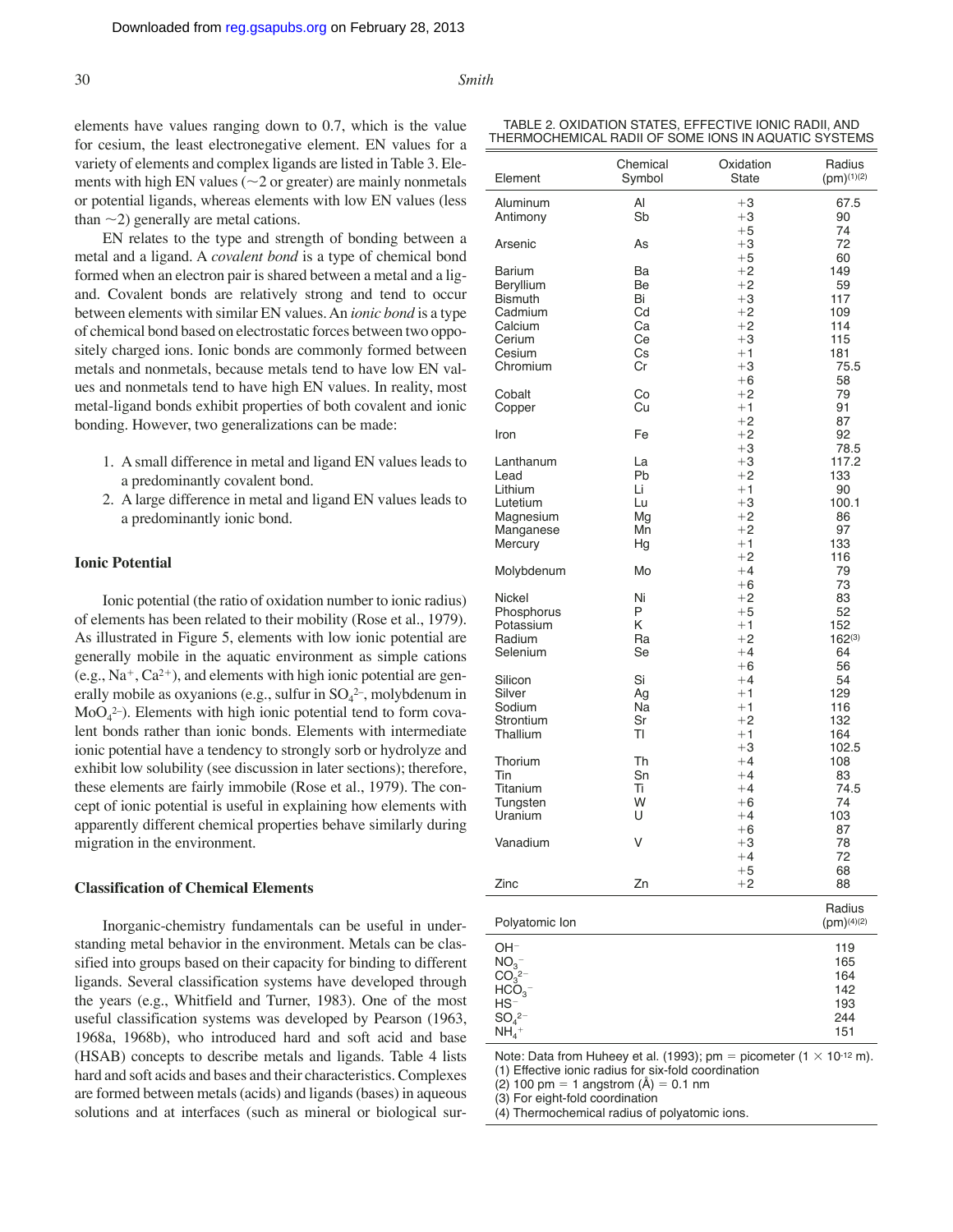elements have values ranging down to 0.7, which is the value for cesium, the least electronegative element. EN values for a variety of elements and complex ligands are listed in Table 3. Elements with high EN values (~2 or greater) are mainly nonmetals or potential ligands, whereas elements with low EN values (less than ~2) generally are metal cations.

EN relates to the type and strength of bonding between a metal and a ligand. A *covalent bond* is a type of chemical bond formed when an electron pair is shared between a metal and a ligand. Covalent bonds are relatively strong and tend to occur between elements with similar EN values. An *ionic bond* is a type of chemical bond based on electrostatic forces between two oppositely charged ions. Ionic bonds are commonly formed between metals and nonmetals, because metals tend to have low EN values and nonmetals tend to have high EN values. In reality, most metal-ligand bonds exhibit properties of both covalent and ionic bonding. However, two generalizations can be made:

1. A small difference in metal and ligand EN values leads to a predominantly covalent bond.
2. A large difference in metal and ligand EN values leads to a predominantly ionic bond.

### Ionic Potential

Ionic potential (the ratio of oxidation number to ionic radius) of elements has been related to their mobility (Rose et al., 1979). As illustrated in Figure 5, elements with low ionic potential are generally mobile in the aquatic environment as simple cations (e.g., $Na^{+}$, $Ca^{2+}$), and elements with high ionic potential are generally mobile as oxyanions (e.g., sulfur in $SO_4^{2-}$, molybdenum in $MoO_4^{2-}$). Elements with high ionic potential tend to form covalent bonds rather than ionic bonds. Elements with intermediate ionic potential have a tendency to strongly sorb or hydrolyze and exhibit low solubility (see discussion in later sections); therefore, these elements are fairly immobile (Rose et al., 1979). The concept of ionic potential is useful in explaining how elements with apparently different chemical properties behave similarly during migration in the environment.

### Classification of Chemical Elements

Inorganic-chemistry fundamentals can be useful in understanding metal behavior in the environment. Metals can be classified into groups based on their capacity for binding to different ligands. Several classification systems have developed through the years (e.g., Whitfield and Turner, 1983). One of the most useful classification systems was developed by Pearson (1963, 1968a, 1968b), who introduced hard and soft acid and base (HSAB) concepts to describe metals and ligands. Table 4 lists hard and soft acids and bases and their characteristics. Complexes are formed between metals (acids) and ligands (bases) in aqueous solutions and at interfaces (such as mineral or biological sur-

TABLE 2. OXIDATION STATES, EFFECTIVE IONIC RADII, AND THERMOCHEMICAL RADII OF SOME IONS IN AQUATIC SYSTEMS

| Element | Chemical Symbol | Oxidation State | Radius (pm)[1][2] |
|---|---|---|---|
| Aluminum | Al | +3 | 67.5 |
| Antimony | Sb | +3 | 90 |
| | | +5 | 74 |
| Arsenic | As | +3 | 72 |
| | | +5 | 60 |
| Barium | Ba | +2 | 149 |
| Beryllium | Be | +2 | 59 |
| Bismuth | Bi | +3 | 117 |
| Cadmium | Cd | +2 | 109 |
| Calcium | Ca | +2 | 114 |
| Cerium | Ce | +3 | 115 |
| Cesium | Cs | +1 | 181 |
| Chromium | Cr | +3 | 75.5 |
| | | +6 | 58 |
| Cobalt | Co | +2 | 79 |
| Copper | Cu | +1 | 91 |
| | | +2 | 87 |
| Iron | Fe | +2 | 92 |
| | | +3 | 78.5 |
| Lanthanum | La | +3 | 117.2 |
| Lead | Pb | +2 | 133 |
| Lithium | Li | +1 | 90 |
| Lutetium | Lu | +3 | 100.1 |
| Magnesium | Mg | +2 | 86 |
| Manganese | Mn | +2 | 97 |
| Mercury | Hg | +1 | 133 |
| | | +2 | 116 |
| Molybdenum | Mo | +4 | 79 |
| | | +6 | 73 |
| Nickel | Ni | +2 | 83 |
| Phosphorus | P | +5 | 52 |
| Potassium | K | +1 | 152 |
| Radium | Ra | +2 | 162[3] |
| Selenium | Se | +4 | 64 |
| | | +6 | 56 |
| Silicon | Si | +4 | 54 |
| Silver | Ag | +1 | 129 |
| Sodium | Na | +1 | 116 |
| Strontium | Sr | +2 | 132 |
| Thallium | Tl | +1 | 164 |
| | | +3 | 102.5 |
| Thorium | Th | +4 | 108 |
| Tin | Sn | +4 | 83 |
| Titanium | Ti | +4 | 74.5 |
| Tungsten | W | +6 | 74 |
| Uranium | U | +4 | 103 |
| | | +6 | 87 |
| Vanadium | V | +3 | 78 |
| | | +4 | 72 |
| | | +5 | 68 |
| Zinc | Zn | +2 | 88 |
| **Polyatomic Ion** | | | **Radius (pm)[4][2]** |
| $OH^{-}$ | | | 119 |
| $NO_3^{-}$ | | | 165 |
| $CO_3^{2-}$ | | | 164 |
| $HCO_3^{-}$ | | | 142 |
| $HS^{-}$ | | | 193 |
| $SO_4^{2-}$ | | | 244 |
| $NH_4^{+}$ | | | 151 |

Note: Data from Huheey et al. (1993); pm = picometer ($1 \times 10^{-12}$ m).
(1) Effective ionic radius for six-fold coordination
(2) 100 pm = 1 angstrom (Å) = 0.1 nm
(3) For eight-fold coordination
(4) Thermochemical radius of polyatomic ions.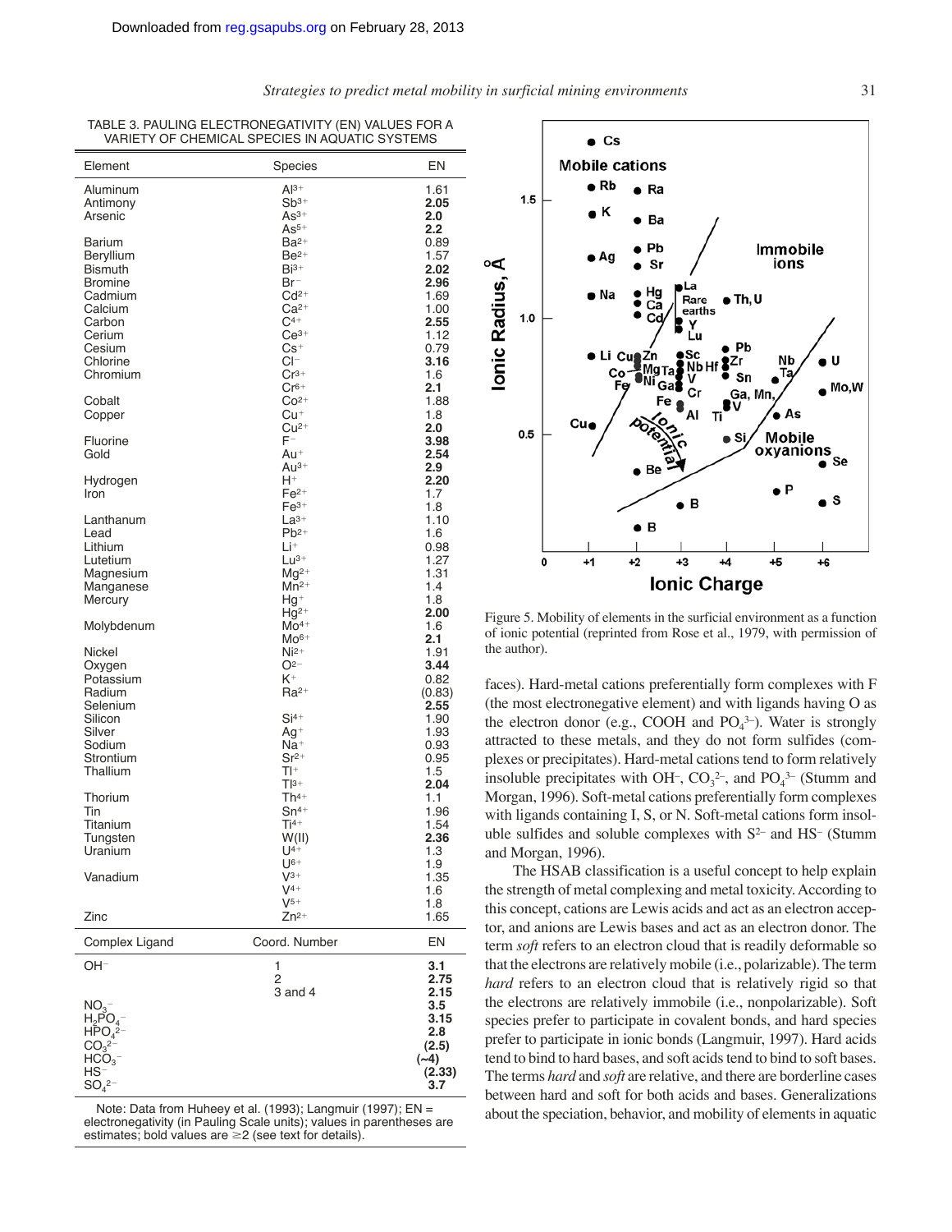TABLE 3. PAULING ELECTRONEGATIVITY (EN) VALUES FOR A VARIETY OF CHEMICAL SPECIES IN AQUATIC SYSTEMS

| Element | Species | EN |
|---|---|---|
| Aluminum | $Al^{3+}$ | 1.61 |
| Antimony | $Sb^{3+}$ | **2.05** |
| Arsenic | $As^{3+}$ | **2.0** |
| | $As^{5+}$ | **2.2** |
| Barium | $Ba^{2+}$ | 0.89 |
| Beryllium | $Be^{2+}$ | 1.57 |
| Bismuth | $Bi^{3+}$ | **2.02** |
| Bromine | $Br^{-}$ | **2.96** |
| Cadmium | $Cd^{2+}$ | 1.69 |
| Calcium | $Ca^{2+}$ | 1.00 |
| Carbon | $C^{4+}$ | **2.55** |
| Cerium | $Ce^{3+}$ | 1.12 |
| Cesium | $Cs^{+}$ | 0.79 |
| Chlorine | $Cl^{-}$ | **3.16** |
| Chromium | $Cr^{3+}$ | 1.6 |
| | $Cr^{6+}$ | **2.1** |
| Cobalt | $Co^{2+}$ | 1.88 |
| Copper | $Cu^{+}$ | 1.8 |
| | $Cu^{2+}$ | **2.0** |
| Fluorine | $F^{-}$ | **3.98** |
| Gold | $Au^{+}$ | **2.54** |
| | $Au^{3+}$ | **2.9** |
| Hydrogen | $H^{+}$ | **2.20** |
| Iron | $Fe^{2+}$ | 1.7 |
| | $Fe^{3+}$ | 1.8 |
| Lanthanum | $La^{3+}$ | 1.10 |
| Lead | $Pb^{2+}$ | 1.6 |
| Lithium | $Li^{+}$ | 0.98 |
| Lutetium | $Lu^{3+}$ | 1.27 |
| Magnesium | $Mg^{2+}$ | 1.31 |
| Manganese | $Mn^{2+}$ | 1.4 |
| Mercury | $Hg^{+}$ | 1.8 |
| | $Hg^{2+}$ | **2.00** |
| Molybdenum | $Mo^{4+}$ | 1.6 |
| | $Mo^{6+}$ | **2.1** |
| Nickel | $Ni^{2+}$ | 1.91 |
| Oxygen | $O^{2-}$ | **3.44** |
| Potassium | $K^{+}$ | 0.82 |
| Radium | $Ra^{2+}$ | (0.83) |
| Selenium | | **2.55** |
| Silicon | $Si^{4+}$ | 1.90 |
| Silver | $Ag^{+}$ | 1.93 |
| Sodium | $Na^{+}$ | 0.93 |
| Strontium | $Sr^{2+}$ | 0.95 |
| Thallium | $Tl^{+}$ | 1.5 |
| | $Tl^{3+}$ | **2.04** |
| Thorium | $Th^{4+}$ | 1.1 |
| Tin | $Sn^{4+}$ | 1.96 |
| Titanium | $Ti^{4+}$ | 1.54 |
| Tungsten | W(II) | **2.36** |
| Uranium | $U^{4+}$ | 1.3 |
| | $U^{6+}$ | 1.9 |
| Vanadium | $V^{3+}$ | 1.35 |
| | $V^{4+}$ | 1.6 |
| | $V^{5+}$ | 1.8 |
| Zinc | $Zn^{2+}$ | 1.65 |
| **Complex Ligand** | **Coord. Number** | **EN** |
| $OH^{-}$ | 1 | **3.1** |
| | 2 | **2.75** |
| | 3 and 4 | **2.15** |
| $NO_3^{-}$ | | **3.5** |
| $H_2PO_4^{-}$ | | **3.15** |
| $HPO_4^{2-}$ | | **2.8** |
| $CO_3^{2-}$ | | **(2.5)** |
| $HCO_3^{-}$ | | **(~4)** |
| $HS^{-}$ | | **(2.33)** |
| $SO_4^{2-}$ | | **3.7** |

Note: Data from Huheey et al. (1993); Langmuir (1997); EN = electronegativity (in Pauling Scale units); values in parentheses are estimates; bold values are ≥2 (see text for details).

Cs
Mobile cations
Rb Ra
K Ba
Ag Pb Sr
Immobile ions
Na Hg Ca Cd La Rare earths Y Lu Th, U
Li Cu Zn Co Mg Ta Fe Ni Ga Sc Nb Hf V Zr Pb Sn Nb Ta U
Cr Ga, Mn, V Mo,W
Fe Al Ti As
Cu Si Mobile oxyanions Se
Ionic potential
Be
P
B S
B
Ionic Radius, Å
1.5 1.0 0.5
Ionic Charge
0 +1 +2 +3 +4 +5 +6

Figure 5. Mobility of elements in the surficial environment as a function of ionic potential (reprinted from Rose et al., 1979, with permission of the author).

faces). Hard-metal cations preferentially form complexes with F (the most electronegative element) and with ligands having O as the electron donor (e.g., COOH and $PO_4^{3-}$). Water is strongly attracted to these metals, and they do not form sulfides (complexes or precipitates). Hard-metal cations tend to form relatively insoluble precipitates with $OH^{-}$, $CO_3^{2-}$, and $PO_4^{3-}$ (Stumm and Morgan, 1996). Soft-metal cations preferentially form complexes with ligands containing I, S, or N. Soft-metal cations form insoluble sulfides and soluble complexes with $S^{2-}$ and $HS^{-}$ (Stumm and Morgan, 1996).

The HSAB classification is a useful concept to help explain the strength of metal complexing and metal toxicity. According to this concept, cations are Lewis acids and act as an electron acceptor, and anions are Lewis bases and act as an electron donor. The term *soft* refers to an electron cloud that is readily deformable so that the electrons are relatively mobile (i.e., polarizable). The term *hard* refers to an electron cloud that is relatively rigid so that the electrons are relatively immobile (i.e., nonpolarizable). Soft species prefer to participate in covalent bonds, and hard species prefer to participate in ionic bonds (Langmuir, 1997). Hard acids tend to bind to hard bases, and soft acids tend to bind to soft bases. The terms *hard* and *soft* are relative, and there are borderline cases between hard and soft for both acids and bases. Generalizations about the speciation, behavior, and mobility of elements in aquatic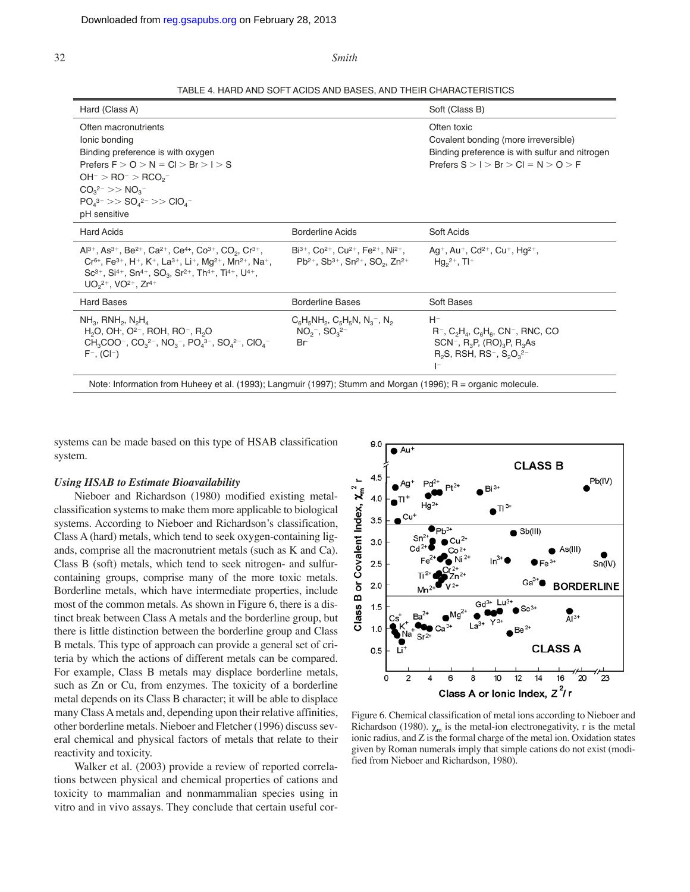TABLE 4. HARD AND SOFT ACIDS AND BASES, AND THEIR CHARACTERISTICS

| Hard (Class A) | | Soft (Class B) |
|---|---|---|
| Often macronutrients<br>Ionic bonding<br>Binding preference is with oxygen<br>Prefers F > O > N = Cl > Br > I > S<br>$OH^- > RO^- > RCO_2^-$<br>$CO_3^{2-} >> NO_3^-$<br>$PO_4^{3-} >> SO_4^{2-} >> ClO_4^-$<br>pH sensitive | | Often toxic<br>Covalent bonding (more irreversible)<br>Binding preference is with sulfur and nitrogen<br>Prefers S > I > Br > Cl = N > O > F |
| **Hard Acids** | **Borderline Acids** | **Soft Acids** |
| $Al^{3+}$, $As^{3+}$, $Be^{2+}$, $Ca^{2+}$, $Ce^{4+}$, $Co^{3+}$, $CO_2$, $Cr^{3+}$, $Cr^{6+}$, $Fe^{3+}$, $H^+$, $K^+$, $La^{3+}$, $Li^+$, $Mg^{2+}$, $Mn^{2+}$, $Na^+$, $Sc^{3+}$, $Si^{4+}$, $Sn^{4+}$, $SO_3$, $Sr^{2+}$, $Th^{4+}$, $Ti^{4+}$, $U^{4+}$, $UO_2^{2+}$, $VO^{2+}$, $Zr^{4+}$ | $Bi^{3+}$, $Co^{2+}$, $Cu^{2+}$, $Fe^{2+}$, $Ni^{2+}$, $Pb^{2+}$, $Sb^{3+}$, $Sn^{2+}$, $SO_2$, $Zn^{2+}$ | $Ag^+$, $Au^+$, $Cd^{2+}$, $Cu^+$, $Hg^{2+}$, $Hg_2^{2+}$, $Tl^+$ |
| **Hard Bases** | **Borderline Bases** | **Soft Bases** |
| $NH_3$, $RNH_2$, $N_2H_4$<br>$H_2O$, $OH^-$, $O^{2-}$, $ROH$, $RO^-$, $R_2O$<br>$CH_3COO^-$, $CO_3^{2-}$, $NO_3^-$, $PO_4^{3-}$, $SO_4^{2-}$, $ClO_4^-$<br>$F^-$, $(Cl^-)$ | $C_6H_5NH_2$, $C_5H_5N$, $N_3^-$, $N_2$<br>$NO_2^-$, $SO_3^{2-}$<br>$Br^-$ | $H^-$<br>$R^-$, $C_2H_4$, $C_6H_6$, $CN^-$, RNC, CO<br>$SCN^-$, $R_3P$, $(RO)_3P$, $R_3As$<br>$R_2S$, RSH, $RS^-$, $S_2O_3^{2-}$<br>$I^-$ |

Note: Information from Huheey et al. (1993); Langmuir (1997); Stumm and Morgan (1996); R = organic molecule.

systems can be made based on this type of HSAB classification system.

### *Using HSAB to Estimate Bioavailability*

Nieboer and Richardson (1980) modified existing metal-classification systems to make them more applicable to biological systems. According to Nieboer and Richardson's classification, Class A (hard) metals, which tend to seek oxygen-containing ligands, comprise all the macronutrient metals (such as K and Ca). Class B (soft) metals, which tend to seek nitrogen- and sulfur-containing groups, comprise many of the more toxic metals. Borderline metals, which have intermediate properties, include most of the common metals. As shown in Figure 6, there is a distinct break between Class A metals and the borderline group, but there is little distinction between the borderline group and Class B metals. This type of approach can provide a general set of criteria by which the actions of different metals can be compared. For example, Class B metals may displace borderline metals, such as Zn or Cu, from enzymes. The toxicity of a borderline metal depends on its Class B character; it will be able to displace many Class A metals and, depending upon their relative affinities, other borderline metals. Nieboer and Fletcher (1996) discuss several chemical and physical factors of metals that relate to their reactivity and toxicity.

Walker et al. (2003) provide a review of reported correlations between physical and chemical properties of cations and toxicity to mammalian and nonmammalian species using in vitro and in vivo assays. They conclude that certain useful cor-

CLASS B
CLASS A
BORDERLINE
Class B or Covalent Index, $\chi_m^2 r$
Class A or Ionic Index, $Z^2/r$
0.5 1.0 1.5 2.0 2.5 3.0 3.5 4.0 4.5 9.0
0 2 4 6 8 10 12 14 16 20 23
$Au^+$, $Ag^+$, $Tl^+$, $Cu^+$, $Pd^{2+}$, $Pt^{2+}$, $Hg^{2+}$, $Bi^{3+}$, $Tl^{3+}$, Pb(IV), $Pb^{2+}$, $Sn^{2+}$, $Cd^{2+}$, $Cu^{2+}$, $Co^{2+}$, $Fe^{2+}$, $Ni^{2+}$, $Cr^{2+}$, $Ti^{2+}$, $Zn^{2+}$, $Mn^{2+}$, $V^{2+}$, Sb(III), As(III), $In^{3+}$, $Fe^{3+}$, Sn(IV), $Ga^{3+}$, $Gd^{3+}$, $Lu^{3+}$, $Sc^{3+}$, $Al^{3+}$, $Cs^+$, $K^+$, $Na^+$, $Li^+$, $Ba^{2+}$, $Sr^{2+}$, $Ca^{2+}$, $Mg^{2+}$, $La^{3+}$, $Y^{3+}$, $Be^{2+}$

Figure 6. Chemical classification of metal ions according to Nieboer and Richardson (1980). $\chi_m$ is the metal-ion electronegativity, r is the metal ionic radius, and Z is the formal charge of the metal ion. Oxidation states given by Roman numerals imply that simple cations do not exist (modified from Nieboer and Richardson, 1980).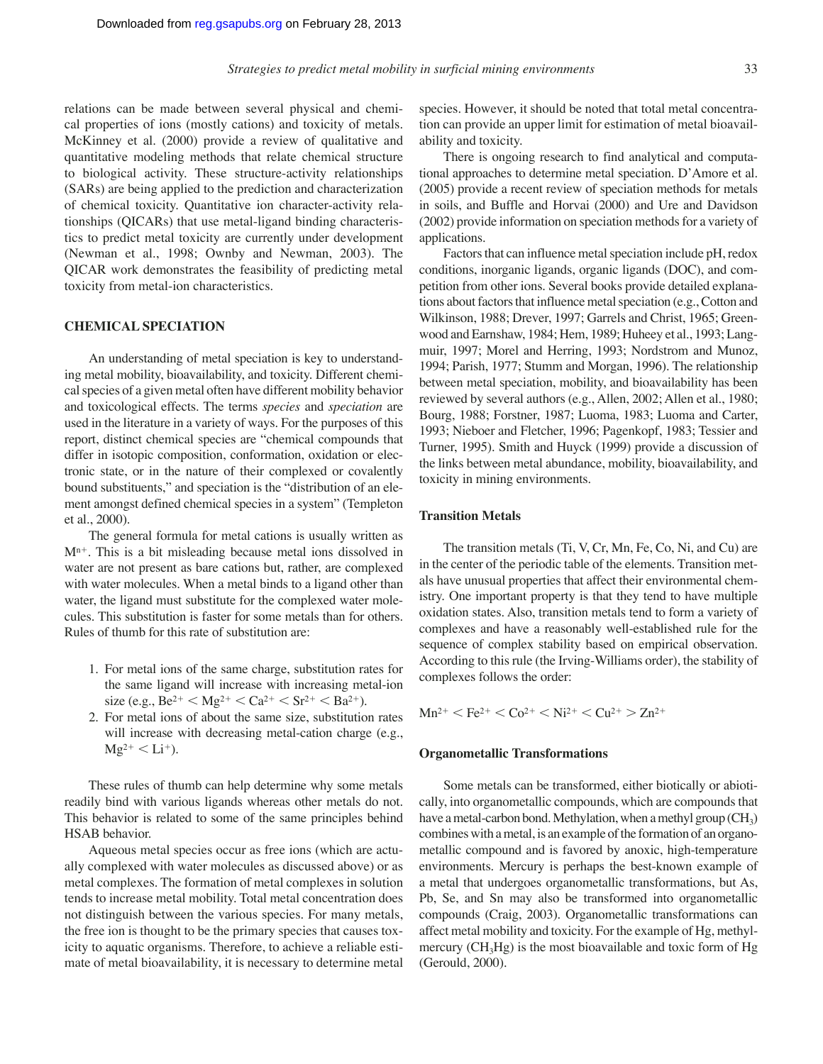relations can be made between several physical and chemical properties of ions (mostly cations) and toxicity of metals. McKinney et al. (2000) provide a review of qualitative and quantitative modeling methods that relate chemical structure to biological activity. These structure-activity relationships (SARs) are being applied to the prediction and characterization of chemical toxicity. Quantitative ion character-activity relationships (QICARs) that use metal-ligand binding characteristics to predict metal toxicity are currently under development (Newman et al., 1998; Ownby and Newman, 2003). The QICAR work demonstrates the feasibility of predicting metal toxicity from metal-ion characteristics.

## CHEMICAL SPECIATION

An understanding of metal speciation is key to understanding metal mobility, bioavailability, and toxicity. Different chemical species of a given metal often have different mobility behavior and toxicological effects. The terms *species* and *speciation* are used in the literature in a variety of ways. For the purposes of this report, distinct chemical species are "chemical compounds that differ in isotopic composition, conformation, oxidation or electronic state, or in the nature of their complexed or covalently bound substituents," and speciation is the "distribution of an element amongst defined chemical species in a system" (Templeton et al., 2000).

The general formula for metal cations is usually written as $M^{n+}$. This is a bit misleading because metal ions dissolved in water are not present as bare cations but, rather, are complexed with water molecules. When a metal binds to a ligand other than water, the ligand must substitute for the complexed water molecules. This substitution is faster for some metals than for others. Rules of thumb for this rate of substitution are:

1. For metal ions of the same charge, substitution rates for the same ligand will increase with increasing metal-ion size (e.g., $Be^{2+} < Mg^{2+} < Ca^{2+} < Sr^{2+} < Ba^{2+}$).
2. For metal ions of about the same size, substitution rates will increase with decreasing metal-cation charge (e.g., $Mg^{2+} < Li^{+}$).

These rules of thumb can help determine why some metals readily bind with various ligands whereas other metals do not. This behavior is related to some of the same principles behind HSAB behavior.

Aqueous metal species occur as free ions (which are actually complexed with water molecules as discussed above) or as metal complexes. The formation of metal complexes in solution tends to increase metal mobility. Total metal concentration does not distinguish between the various species. For many metals, the free ion is thought to be the primary species that causes toxicity to aquatic organisms. Therefore, to achieve a reliable estimate of metal bioavailability, it is necessary to determine metal species. However, it should be noted that total metal concentration can provide an upper limit for estimation of metal bioavailability and toxicity.

There is ongoing research to find analytical and computational approaches to determine metal speciation. D'Amore et al. (2005) provide a recent review of speciation methods for metals in soils, and Buffle and Horvai (2000) and Ure and Davidson (2002) provide information on speciation methods for a variety of applications.

Factors that can influence metal speciation include pH, redox conditions, inorganic ligands, organic ligands (DOC), and competition from other ions. Several books provide detailed explanations about factors that influence metal speciation (e.g., Cotton and Wilkinson, 1988; Drever, 1997; Garrels and Christ, 1965; Greenwood and Earnshaw, 1984; Hem, 1989; Huheey et al., 1993; Langmuir, 1997; Morel and Herring, 1993; Nordstrom and Munoz, 1994; Parish, 1977; Stumm and Morgan, 1996). The relationship between metal speciation, mobility, and bioavailability has been reviewed by several authors (e.g., Allen, 2002; Allen et al., 1980; Bourg, 1988; Forstner, 1987; Luoma, 1983; Luoma and Carter, 1993; Nieboer and Fletcher, 1996; Pagenkopf, 1983; Tessier and Turner, 1995). Smith and Huyck (1999) provide a discussion of the links between metal abundance, mobility, bioavailability, and toxicity in mining environments.

### Transition Metals

The transition metals (Ti, V, Cr, Mn, Fe, Co, Ni, and Cu) are in the center of the periodic table of the elements. Transition metals have unusual properties that affect their environmental chemistry. One important property is that they tend to have multiple oxidation states. Also, transition metals tend to form a variety of complexes and have a reasonably well-established rule for the sequence of complex stability based on empirical observation. According to this rule (the Irving-Williams order), the stability of complexes follows the order:

$$Mn^{2+} < Fe^{2+} < Co^{2+} < Ni^{2+} < Cu^{2+} > Zn^{2+}$$

### Organometallic Transformations

Some metals can be transformed, either biotically or abiotically, into organometallic compounds, which are compounds that have a metal-carbon bond. Methylation, when a methyl group ($CH_3$) combines with a metal, is an example of the formation of an organometallic compound and is favored by anoxic, high-temperature environments. Mercury is perhaps the best-known example of a metal that undergoes organometallic transformations, but As, Pb, Se, and Sn may also be transformed into organometallic compounds (Craig, 2003). Organometallic transformations can affect metal mobility and toxicity. For the example of Hg, methylmercury ($CH_3Hg$) is the most bioavailable and toxic form of Hg (Gerould, 2000).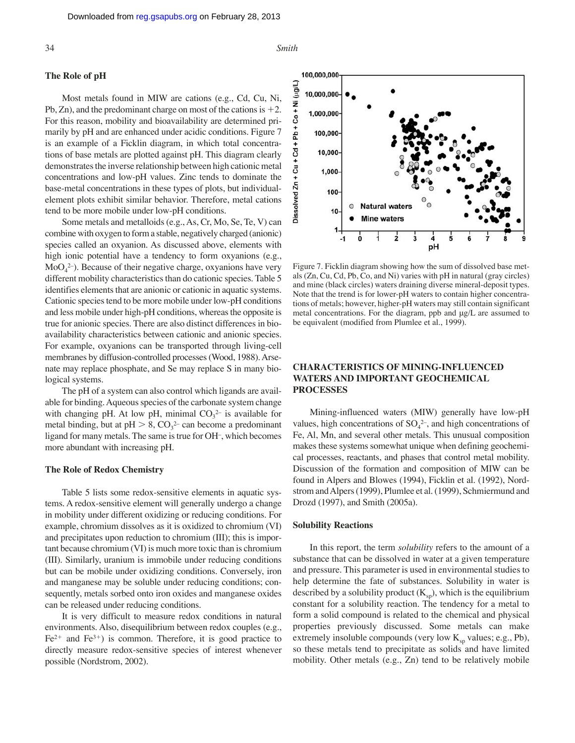### The Role of pH

Most metals found in MIW are cations (e.g., Cd, Cu, Ni, Pb, Zn), and the predominant charge on most of the cations is +2. For this reason, mobility and bioavailability are determined primarily by pH and are enhanced under acidic conditions. Figure 7 is an example of a Ficklin diagram, in which total concentrations of base metals are plotted against pH. This diagram clearly demonstrates the inverse relationship between high cationic metal concentrations and low-pH values. Zinc tends to dominate the base-metal concentrations in these types of plots, but individual-element plots exhibit similar behavior. Therefore, metal cations tend to be more mobile under low-pH conditions.

Some metals and metalloids (e.g., As, Cr, Mo, Se, Te, V) can combine with oxygen to form a stable, negatively charged (anionic) species called an oxyanion. As discussed above, elements with high ionic potential have a tendency to form oxyanions (e.g., $MoO_4^{2-}$). Because of their negative charge, oxyanions have very different mobility characteristics than do cationic species. Table 5 identifies elements that are anionic or cationic in aquatic systems. Cationic species tend to be more mobile under low-pH conditions and less mobile under high-pH conditions, whereas the opposite is true for anionic species. There are also distinct differences in bioavailability characteristics between cationic and anionic species. For example, oxyanions can be transported through living-cell membranes by diffusion-controlled processes (Wood, 1988). Arsenate may replace phosphate, and Se may replace S in many biological systems.

The pH of a system can also control which ligands are available for binding. Aqueous species of the carbonate system change with changing pH. At low pH, minimal $CO_3^{2-}$ is available for metal binding, but at pH > 8, $CO_3^{2-}$ can become a predominant ligand for many metals. The same is true for $OH^-$, which becomes more abundant with increasing pH.

### The Role of Redox Chemistry

Table 5 lists some redox-sensitive elements in aquatic systems. A redox-sensitive element will generally undergo a change in mobility under different oxidizing or reducing conditions. For example, chromium dissolves as it is oxidized to chromium (VI) and precipitates upon reduction to chromium (III); this is important because chromium (VI) is much more toxic than is chromium (III). Similarly, uranium is immobile under reducing conditions but can be mobile under oxidizing conditions. Conversely, iron and manganese may be soluble under reducing conditions; consequently, metals sorbed onto iron oxides and manganese oxides can be released under reducing conditions.

It is very difficult to measure redox conditions in natural environments. Also, disequilibrium between redox couples (e.g., $Fe^{2+}$ and $Fe^{3+}$) is common. Therefore, it is good practice to directly measure redox-sensitive species of interest whenever possible (Nordstrom, 2002).

Dissolved Zn + Cu + Cd + Pb + Co + Ni (µg/L)
100,000,000
10,000,000
1,000,000
100,000
10,000
1,000
100
10
1
-1 0 1 2 3 4 5 6 7 8 9
pH
Natural waters
Mine waters

Figure 7. Ficklin diagram showing how the sum of dissolved base metals (Zn, Cu, Cd, Pb, Co, and Ni) varies with pH in natural (gray circles) and mine (black circles) waters draining diverse mineral-deposit types. Note that the trend is for lower-pH waters to contain higher concentrations of metals; however, higher-pH waters may still contain significant metal concentrations. For the diagram, ppb and µg/L are assumed to be equivalent (modified from Plumlee et al., 1999).

## CHARACTERISTICS OF MINING-INFLUENCED WATERS AND IMPORTANT GEOCHEMICAL PROCESSES

Mining-influenced waters (MIW) generally have low-pH values, high concentrations of $SO_4^{2-}$, and high concentrations of Fe, Al, Mn, and several other metals. This unusual composition makes these systems somewhat unique when defining geochemical processes, reactants, and phases that control metal mobility. Discussion of the formation and composition of MIW can be found in Alpers and Blowes (1994), Ficklin et al. (1992), Nordstrom and Alpers (1999), Plumlee et al. (1999), Schmiermund and Drozd (1997), and Smith (2005a).

### Solubility Reactions

In this report, the term *solubility* refers to the amount of a substance that can be dissolved in water at a given temperature and pressure. This parameter is used in environmental studies to help determine the fate of substances. Solubility in water is described by a solubility product ($K_{sp}$), which is the equilibrium constant for a solubility reaction. The tendency for a metal to form a solid compound is related to the chemical and physical properties previously discussed. Some metals can make extremely insoluble compounds (very low $K_{sp}$ values; e.g., Pb), so these metals tend to precipitate as solids and have limited mobility. Other metals (e.g., Zn) tend to be relatively mobile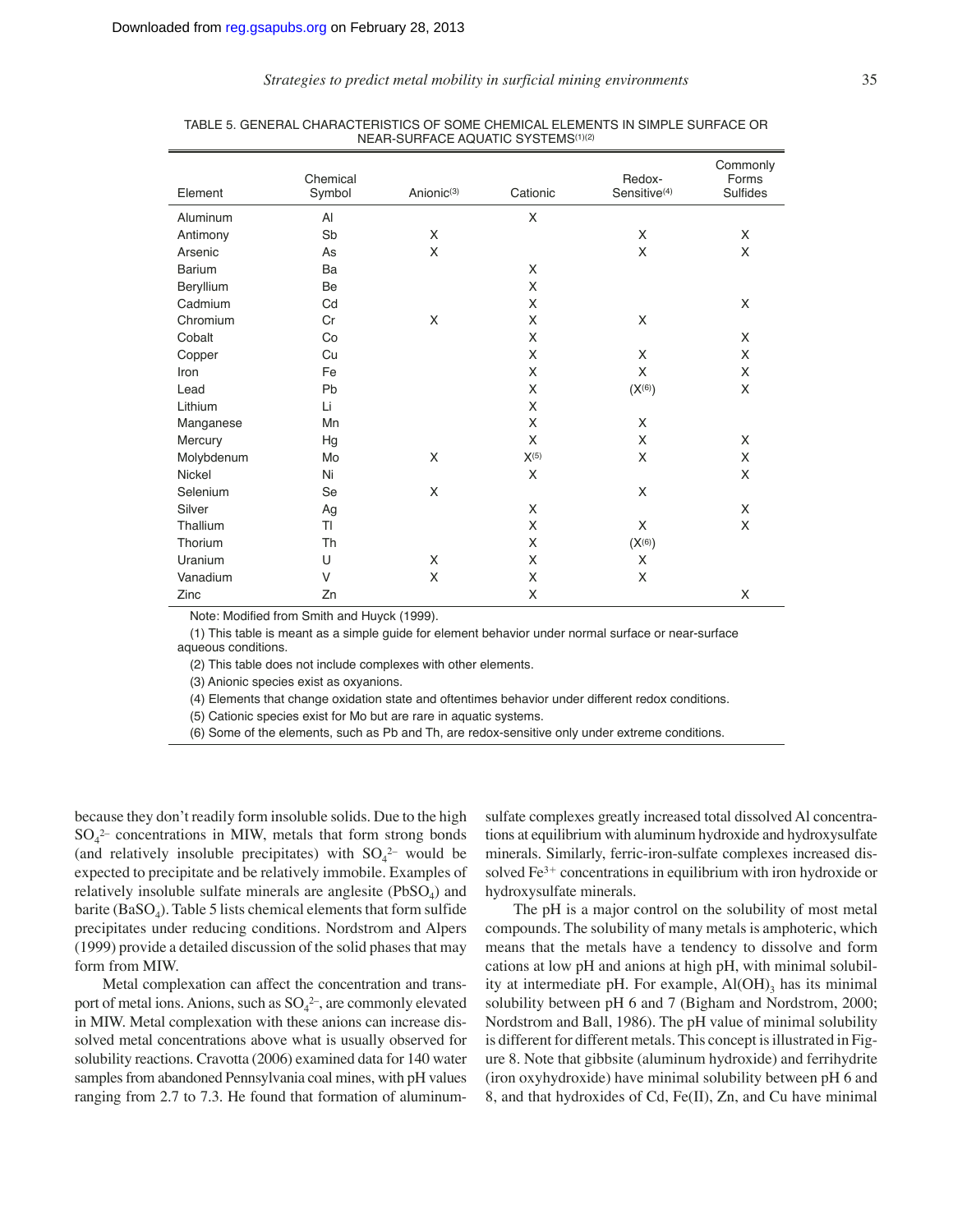TABLE 5. GENERAL CHARACTERISTICS OF SOME CHEMICAL ELEMENTS IN SIMPLE SURFACE OR NEAR-SURFACE AQUATIC SYSTEMS[(1)(2)]

| Element | Chemical Symbol | Anionic[(3)] | Cationic | Redox-Sensitive[(4)] | Commonly Forms Sulfides |
|---|---|---|---|---|---|
| Aluminum | Al | | X | | |
| Antimony | Sb | X | | X | X |
| Arsenic | As | X | | X | X |
| Barium | Ba | | X | | |
| Beryllium | Be | | X | | |
| Cadmium | Cd | | X | | X |
| Chromium | Cr | X | X | X | |
| Cobalt | Co | | X | | X |
| Copper | Cu | | X | X | X |
| Iron | Fe | | X | X | X |
| Lead | Pb | | X | (X[(6)]) | X |
| Lithium | Li | | X | | |
| Manganese | Mn | | X | X | |
| Mercury | Hg | | X | X | X |
| Molybdenum | Mo | X | X[(5)] | X | X |
| Nickel | Ni | | X | | X |
| Selenium | Se | X | | X | |
| Silver | Ag | | X | | X |
| Thallium | Tl | | X | X | X |
| Thorium | Th | | X | (X[(6)]) | |
| Uranium | U | X | X | X | |
| Vanadium | V | X | X | X | |
| Zinc | Zn | | X | | X |

Note: Modified from Smith and Huyck (1999).

(1) This table is meant as a simple guide for element behavior under normal surface or near-surface aqueous conditions.

(2) This table does not include complexes with other elements.

(3) Anionic species exist as oxyanions.

(4) Elements that change oxidation state and oftentimes behavior under different redox conditions.

(5) Cationic species exist for Mo but are rare in aquatic systems.

(6) Some of the elements, such as Pb and Th, are redox-sensitive only under extreme conditions.

because they don't readily form insoluble solids. Due to the high $SO_4^{2-}$ concentrations in MIW, metals that form strong bonds (and relatively insoluble precipitates) with $SO_4^{2-}$ would be expected to precipitate and be relatively immobile. Examples of relatively insoluble sulfate minerals are anglesite ($PbSO_4$) and barite ($BaSO_4$). Table 5 lists chemical elements that form sulfide precipitates under reducing conditions. Nordstrom and Alpers (1999) provide a detailed discussion of the solid phases that may form from MIW.

Metal complexation can affect the concentration and transport of metal ions. Anions, such as $SO_4^{2-}$, are commonly elevated in MIW. Metal complexation with these anions can increase dissolved metal concentrations above what is usually observed for solubility reactions. Cravotta (2006) examined data for 140 water samples from abandoned Pennsylvania coal mines, with pH values ranging from 2.7 to 7.3. He found that formation of aluminum-sulfate complexes greatly increased total dissolved Al concentrations at equilibrium with aluminum hydroxide and hydroxysulfate minerals. Similarly, ferric-iron-sulfate complexes increased dissolved $Fe^{3+}$ concentrations in equilibrium with iron hydroxide or hydroxysulfate minerals.

The pH is a major control on the solubility of most metal compounds. The solubility of many metals is amphoteric, which means that the metals have a tendency to dissolve and form cations at low pH and anions at high pH, with minimal solubility at intermediate pH. For example, $Al(OH)_3$ has its minimal solubility between pH 6 and 7 (Bigham and Nordstrom, 2000; Nordstrom and Ball, 1986). The pH value of minimal solubility is different for different metals. This concept is illustrated in Figure 8. Note that gibbsite (aluminum hydroxide) and ferrihydrite (iron oxyhydroxide) have minimal solubility between pH 6 and 8, and that hydroxides of Cd, Fe(II), Zn, and Cu have minimal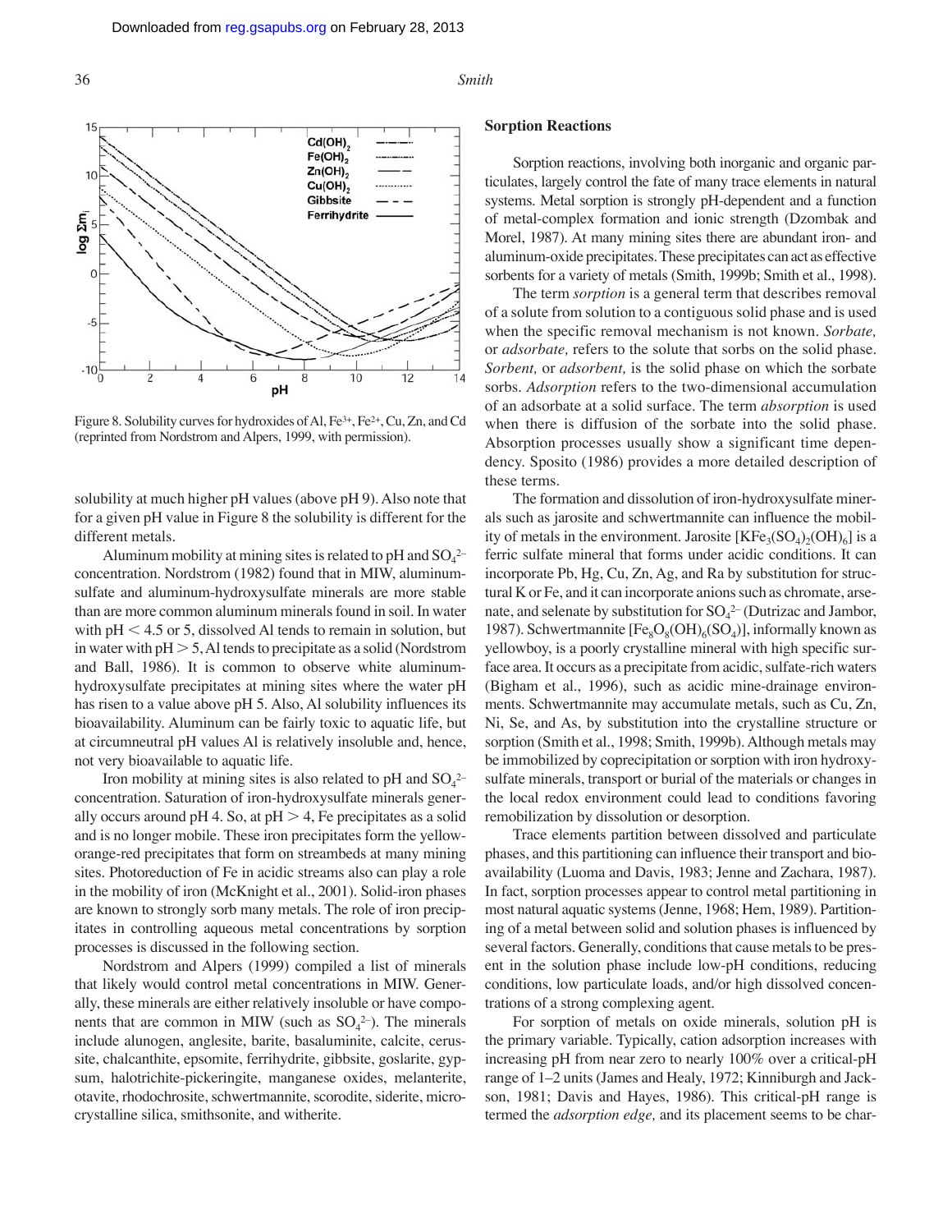15
10
5
0
-5
-10
log $\Sigma m_i$

0
2
4
6
8
10
12
14
pH

Cd(OH)$_2$
Fe(OH)$_2$
Zn(OH)$_2$
Cu(OH)$_2$
Gibbsite
Ferrihydrite

Figure 8. Solubility curves for hydroxides of Al, $Fe^{3+}$, $Fe^{2+}$, Cu, Zn, and Cd (reprinted from Nordstrom and Alpers, 1999, with permission).

solubility at much higher pH values (above pH 9). Also note that for a given pH value in Figure 8 the solubility is different for the different metals.

Aluminum mobility at mining sites is related to pH and $SO_4^{2-}$ concentration. Nordstrom (1982) found that in MIW, aluminum-sulfate and aluminum-hydroxysulfate minerals are more stable than are more common aluminum minerals found in soil. In water with pH < 4.5 or 5, dissolved Al tends to remain in solution, but in water with pH > 5, Al tends to precipitate as a solid (Nordstrom and Ball, 1986). It is common to observe white aluminum-hydroxysulfate precipitates at mining sites where the water pH has risen to a value above pH 5. Also, Al solubility influences its bioavailability. Aluminum can be fairly toxic to aquatic life, but at circumneutral pH values Al is relatively insoluble and, hence, not very bioavailable to aquatic life.

Iron mobility at mining sites is also related to pH and $SO_4^{2-}$ concentration. Saturation of iron-hydroxysulfate minerals generally occurs around pH 4. So, at pH > 4, Fe precipitates as a solid and is no longer mobile. These iron precipitates form the yellow-orange-red precipitates that form on streambeds at many mining sites. Photoreduction of Fe in acidic streams also can play a role in the mobility of iron (McKnight et al., 2001). Solid-iron phases are known to strongly sorb many metals. The role of iron precipitates in controlling aqueous metal concentrations by sorption processes is discussed in the following section.

Nordstrom and Alpers (1999) compiled a list of minerals that likely would control metal concentrations in MIW. Generally, these minerals are either relatively insoluble or have components that are common in MIW (such as $SO_4^{2-}$). The minerals include alunogen, anglesite, barite, basaluminite, calcite, cerussite, chalcanthite, epsomite, ferrihydrite, gibbsite, goslarite, gypsum, halotrichite-pickeringite, manganese oxides, melanterite, otavite, rhodochrosite, schwertmannite, scorodite, siderite, microcrystalline silica, smithsonite, and witherite.

## Sorption Reactions

Sorption reactions, involving both inorganic and organic particulates, largely control the fate of many trace elements in natural systems. Metal sorption is strongly pH-dependent and a function of metal-complex formation and ionic strength (Dzombak and Morel, 1987). At many mining sites there are abundant iron- and aluminum-oxide precipitates. These precipitates can act as effective sorbents for a variety of metals (Smith, 1999b; Smith et al., 1998).

The term *sorption* is a general term that describes removal of a solute from solution to a contiguous solid phase and is used when the specific removal mechanism is not known. *Sorbate,* or *adsorbate,* refers to the solute that sorbs on the solid phase. *Sorbent,* or *adsorbent,* is the solid phase on which the sorbate sorbs. *Adsorption* refers to the two-dimensional accumulation of an adsorbate at a solid surface. The term *absorption* is used when there is diffusion of the sorbate into the solid phase. Absorption processes usually show a significant time dependency. Sposito (1986) provides a more detailed description of these terms.

The formation and dissolution of iron-hydroxysulfate minerals such as jarosite and schwertmannite can influence the mobility of metals in the environment. Jarosite [$KFe_3(SO_4)_2(OH)_6$] is a ferric sulfate mineral that forms under acidic conditions. It can incorporate Pb, Hg, Cu, Zn, Ag, and Ra by substitution for structural K or Fe, and it can incorporate anions such as chromate, arsenate, and selenate by substitution for $SO_4^{2-}$ (Dutrizac and Jambor, 1987). Schwertmannite [$Fe_8O_8(OH)_6(SO_4)$], informally known as yellowboy, is a poorly crystalline mineral with high specific surface area. It occurs as a precipitate from acidic, sulfate-rich waters (Bigham et al., 1996), such as acidic mine-drainage environments. Schwertmannite may accumulate metals, such as Cu, Zn, Ni, Se, and As, by substitution into the crystalline structure or sorption (Smith et al., 1998; Smith, 1999b). Although metals may be immobilized by coprecipitation or sorption with iron hydroxysulfate minerals, transport or burial of the materials or changes in the local redox environment could lead to conditions favoring remobilization by dissolution or desorption.

Trace elements partition between dissolved and particulate phases, and this partitioning can influence their transport and bioavailability (Luoma and Davis, 1983; Jenne and Zachara, 1987). In fact, sorption processes appear to control metal partitioning in most natural aquatic systems (Jenne, 1968; Hem, 1989). Partitioning of a metal between solid and solution phases is influenced by several factors. Generally, conditions that cause metals to be present in the solution phase include low-pH conditions, reducing conditions, low particulate loads, and/or high dissolved concentrations of a strong complexing agent.

For sorption of metals on oxide minerals, solution pH is the primary variable. Typically, cation adsorption increases with increasing pH from near zero to nearly 100% over a critical-pH range of 1–2 units (James and Healy, 1972; Kinniburgh and Jackson, 1981; Davis and Hayes, 1986). This critical-pH range is termed the *adsorption edge,* and its placement seems to be char-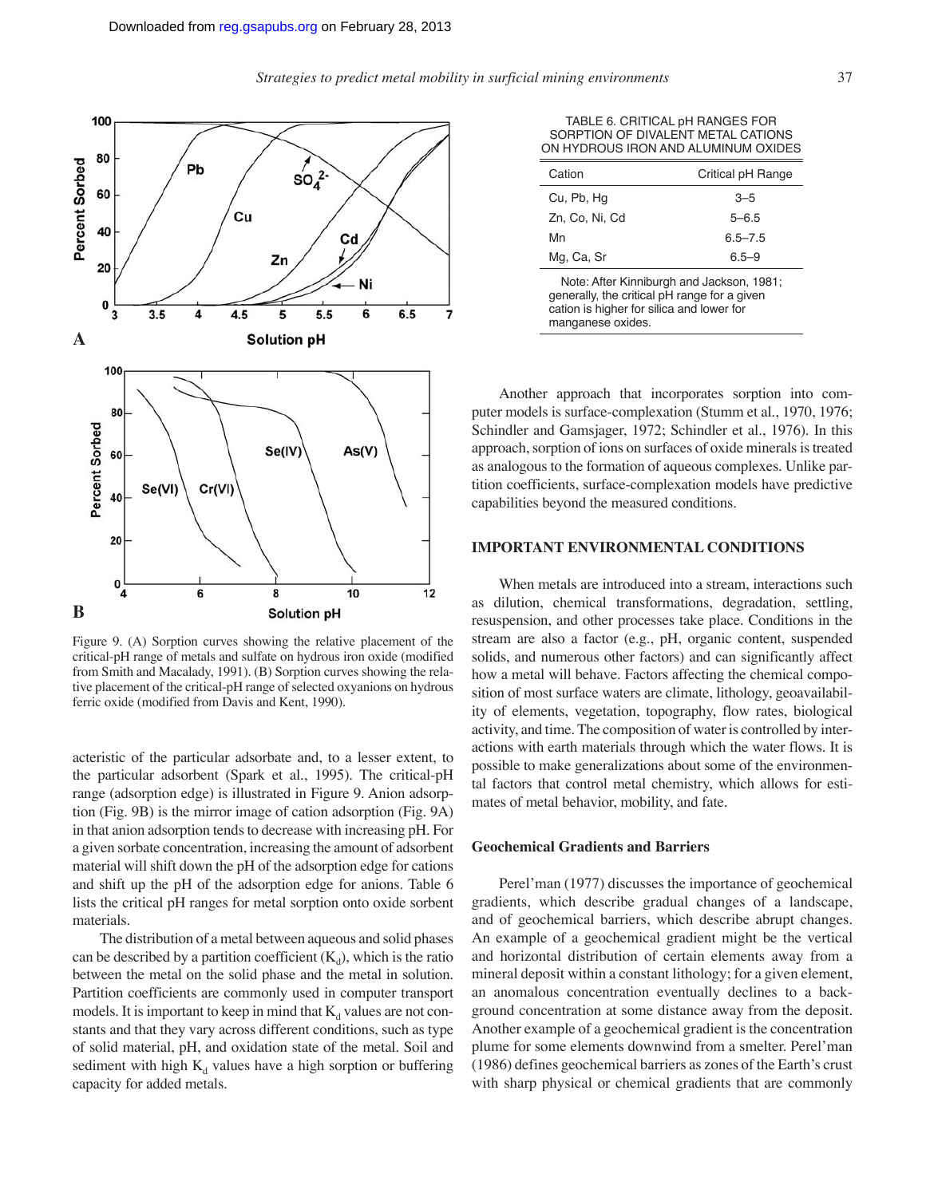A

Percent Sorbed

100
80
60
40
20
0

3 3.5 4 4.5 5 5.5 6 6.5 7

Solution pH

Pb
Cu
$SO_4^{2-}$
Cd
Zn
Ni

B

Percent Sorbed

100
80
60
40
20
0

4 6 8 10 12

Solution pH

Se(VI)
Cr(VI)
Se(IV)
As(V)

Figure 9. (A) Sorption curves showing the relative placement of the critical-pH range of metals and sulfate on hydrous iron oxide (modified from Smith and Macalady, 1991). (B) Sorption curves showing the relative placement of the critical-pH range of selected oxyanions on hydrous ferric oxide (modified from Davis and Kent, 1990).

acteristic of the particular adsorbate and, to a lesser extent, to the particular adsorbent (Spark et al., 1995). The critical-pH range (adsorption edge) is illustrated in Figure 9. Anion adsorption (Fig. 9B) is the mirror image of cation adsorption (Fig. 9A) in that anion adsorption tends to decrease with increasing pH. For a given sorbate concentration, increasing the amount of adsorbent material will shift down the pH of the adsorption edge for cations and shift up the pH of the adsorption edge for anions. Table 6 lists the critical pH ranges for metal sorption onto oxide sorbent materials.

The distribution of a metal between aqueous and solid phases can be described by a partition coefficient ($K_d$), which is the ratio between the metal on the solid phase and the metal in solution. Partition coefficients are commonly used in computer transport models. It is important to keep in mind that $K_d$ values are not constants and that they vary across different conditions, such as type of solid material, pH, and oxidation state of the metal. Soil and sediment with high $K_d$ values have a high sorption or buffering capacity for added metals.

TABLE 6. CRITICAL pH RANGES FOR SORPTION OF DIVALENT METAL CATIONS ON HYDROUS IRON AND ALUMINUM OXIDES

| Cation | Critical pH Range |
|---|---|
| Cu, Pb, Hg | 3–5 |
| Zn, Co, Ni, Cd | 5–6.5 |
| Mn | 6.5–7.5 |
| Mg, Ca, Sr | 6.5–9 |

Note: After Kinniburgh and Jackson, 1981; generally, the critical pH range for a given cation is higher for silica and lower for manganese oxides.

Another approach that incorporates sorption into computer models is surface-complexation (Stumm et al., 1970, 1976; Schindler and Gamsjager, 1972; Schindler et al., 1976). In this approach, sorption of ions on surfaces of oxide minerals is treated as analogous to the formation of aqueous complexes. Unlike partition coefficients, surface-complexation models have predictive capabilities beyond the measured conditions.

## IMPORTANT ENVIRONMENTAL CONDITIONS

When metals are introduced into a stream, interactions such as dilution, chemical transformations, degradation, settling, resuspension, and other processes take place. Conditions in the stream are also a factor (e.g., pH, organic content, suspended solids, and numerous other factors) and can significantly affect how a metal will behave. Factors affecting the chemical composition of most surface waters are climate, lithology, geoavailability of elements, vegetation, topography, flow rates, biological activity, and time. The composition of water is controlled by interactions with earth materials through which the water flows. It is possible to make generalizations about some of the environmental factors that control metal chemistry, which allows for estimates of metal behavior, mobility, and fate.

### Geochemical Gradients and Barriers

Perel'man (1977) discusses the importance of geochemical gradients, which describe gradual changes of a landscape, and of geochemical barriers, which describe abrupt changes. An example of a geochemical gradient might be the vertical and horizontal distribution of certain elements away from a mineral deposit within a constant lithology; for a given element, an anomalous concentration eventually declines to a background concentration at some distance away from the deposit. Another example of a geochemical gradient is the concentration plume for some elements downwind from a smelter. Perel'man (1986) defines geochemical barriers as zones of the Earth's crust with sharp physical or chemical gradients that are commonly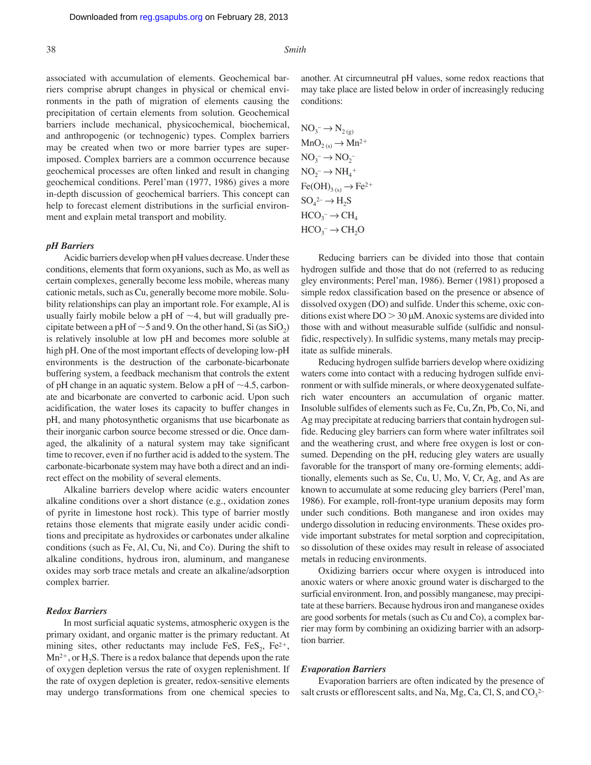associated with accumulation of elements. Geochemical barriers comprise abrupt changes in physical or chemical environments in the path of migration of elements causing the precipitation of certain elements from solution. Geochemical barriers include mechanical, physicochemical, biochemical, and anthropogenic (or technogenic) types. Complex barriers may be created when two or more barrier types are superimposed. Complex barriers are a common occurrence because geochemical processes are often linked and result in changing geochemical conditions. Perel'man (1977, 1986) gives a more in-depth discussion of geochemical barriers. This concept can help to forecast element distributions in the surficial environment and explain metal transport and mobility.

### *pH Barriers*

Acidic barriers develop when pH values decrease. Under these conditions, elements that form oxyanions, such as Mo, as well as certain complexes, generally become less mobile, whereas many cationic metals, such as Cu, generally become more mobile. Solubility relationships can play an important role. For example, Al is usually fairly mobile below a pH of ~4, but will gradually precipitate between a pH of ~5 and 9. On the other hand, Si (as $SiO_2$) is relatively insoluble at low pH and becomes more soluble at high pH. One of the most important effects of developing low-pH environments is the destruction of the carbonate-bicarbonate buffering system, a feedback mechanism that controls the extent of pH change in an aquatic system. Below a pH of ~4.5, carbonate and bicarbonate are converted to carbonic acid. Upon such acidification, the water loses its capacity to buffer changes in pH, and many photosynthetic organisms that use bicarbonate as their inorganic carbon source become stressed or die. Once damaged, the alkalinity of a natural system may take significant time to recover, even if no further acid is added to the system. The carbonate-bicarbonate system may have both a direct and an indirect effect on the mobility of several elements.

Alkaline barriers develop where acidic waters encounter alkaline conditions over a short distance (e.g., oxidation zones of pyrite in limestone host rock). This type of barrier mostly retains those elements that migrate easily under acidic conditions and precipitate as hydroxides or carbonates under alkaline conditions (such as Fe, Al, Cu, Ni, and Co). During the shift to alkaline conditions, hydrous iron, aluminum, and manganese oxides may sorb trace metals and create an alkaline/adsorption complex barrier.

### *Redox Barriers*

In most surficial aquatic systems, atmospheric oxygen is the primary oxidant, and organic matter is the primary reductant. At mining sites, other reductants may include FeS, $FeS_2$, $Fe^{2+}$, $Mn^{2+}$, or $H_2S$. There is a redox balance that depends upon the rate of oxygen depletion versus the rate of oxygen replenishment. If the rate of oxygen depletion is greater, redox-sensitive elements may undergo transformations from one chemical species to another. At circumneutral pH values, some redox reactions that may take place are listed below in order of increasingly reducing conditions:

$NO_3^- \rightarrow N_{2\,(g)}$
$MnO_{2\,(s)} \rightarrow Mn^{2+}$
$NO_3^- \rightarrow NO_2^-$
$NO_2^- \rightarrow NH_4^+$
$Fe(OH)_{3\,(s)} \rightarrow Fe^{2+}$
$SO_4^{2-} \rightarrow H_2S$
$HCO_3^- \rightarrow CH_4$
$HCO_3^- \rightarrow CH_2O$

Reducing barriers can be divided into those that contain hydrogen sulfide and those that do not (referred to as reducing gley environments; Perel'man, 1986). Berner (1981) proposed a simple redox classification based on the presence or absence of dissolved oxygen (DO) and sulfide. Under this scheme, oxic conditions exist where DO > 30 μM. Anoxic systems are divided into those with and without measurable sulfide (sulfidic and nonsulfidic, respectively). In sulfidic systems, many metals may precipitate as sulfide minerals.

Reducing hydrogen sulfide barriers develop where oxidizing waters come into contact with a reducing hydrogen sulfide environment or with sulfide minerals, or where deoxygenated sulfate-rich water encounters an accumulation of organic matter. Insoluble sulfides of elements such as Fe, Cu, Zn, Pb, Co, Ni, and Ag may precipitate at reducing barriers that contain hydrogen sulfide. Reducing gley barriers can form where water infiltrates soil and the weathering crust, and where free oxygen is lost or consumed. Depending on the pH, reducing gley waters are usually favorable for the transport of many ore-forming elements; additionally, elements such as Se, Cu, U, Mo, V, Cr, Ag, and As are known to accumulate at some reducing gley barriers (Perel'man, 1986). For example, roll-front-type uranium deposits may form under such conditions. Both manganese and iron oxides may undergo dissolution in reducing environments. These oxides provide important substrates for metal sorption and coprecipitation, so dissolution of these oxides may result in release of associated metals in reducing environments.

Oxidizing barriers occur where oxygen is introduced into anoxic waters or where anoxic ground water is discharged to the surficial environment. Iron, and possibly manganese, may precipitate at these barriers. Because hydrous iron and manganese oxides are good sorbents for metals (such as Cu and Co), a complex barrier may form by combining an oxidizing barrier with an adsorption barrier.

### *Evaporation Barriers*

Evaporation barriers are often indicated by the presence of salt crusts or efflorescent salts, and Na, Mg, Ca, Cl, S, and $CO_3^{2-}$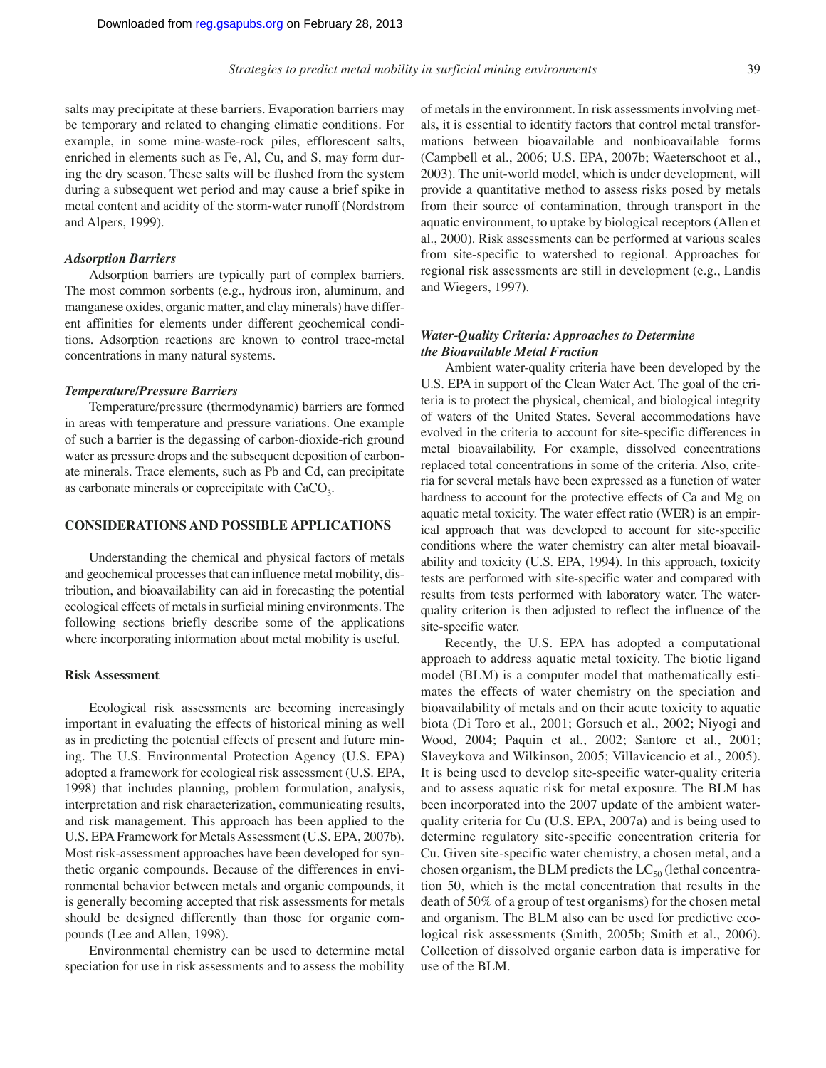salts may precipitate at these barriers. Evaporation barriers may be temporary and related to changing climatic conditions. For example, in some mine-waste-rock piles, efflorescent salts, enriched in elements such as Fe, Al, Cu, and S, may form during the dry season. These salts will be flushed from the system during a subsequent wet period and may cause a brief spike in metal content and acidity of the storm-water runoff (Nordstrom and Alpers, 1999).

#### *Adsorption Barriers*

Adsorption barriers are typically part of complex barriers. The most common sorbents (e.g., hydrous iron, aluminum, and manganese oxides, organic matter, and clay minerals) have different affinities for elements under different geochemical conditions. Adsorption reactions are known to control trace-metal concentrations in many natural systems.

#### *Temperature/Pressure Barriers*

Temperature/pressure (thermodynamic) barriers are formed in areas with temperature and pressure variations. One example of such a barrier is the degassing of carbon-dioxide-rich ground water as pressure drops and the subsequent deposition of carbonate minerals. Trace elements, such as Pb and Cd, can precipitate as carbonate minerals or coprecipitate with $CaCO_3$.

## CONSIDERATIONS AND POSSIBLE APPLICATIONS

Understanding the chemical and physical factors of metals and geochemical processes that can influence metal mobility, distribution, and bioavailability can aid in forecasting the potential ecological effects of metals in surficial mining environments. The following sections briefly describe some of the applications where incorporating information about metal mobility is useful.

### Risk Assessment

Ecological risk assessments are becoming increasingly important in evaluating the effects of historical mining as well as in predicting the potential effects of present and future mining. The U.S. Environmental Protection Agency (U.S. EPA) adopted a framework for ecological risk assessment (U.S. EPA, 1998) that includes planning, problem formulation, analysis, interpretation and risk characterization, communicating results, and risk management. This approach has been applied to the U.S. EPA Framework for Metals Assessment (U.S. EPA, 2007b). Most risk-assessment approaches have been developed for synthetic organic compounds. Because of the differences in environmental behavior between metals and organic compounds, it is generally becoming accepted that risk assessments for metals should be designed differently than those for organic compounds (Lee and Allen, 1998).

Environmental chemistry can be used to determine metal speciation for use in risk assessments and to assess the mobility of metals in the environment. In risk assessments involving metals, it is essential to identify factors that control metal transformations between bioavailable and nonbioavailable forms (Campbell et al., 2006; U.S. EPA, 2007b; Waeterschoot et al., 2003). The unit-world model, which is under development, will provide a quantitative method to assess risks posed by metals from their source of contamination, through transport in the aquatic environment, to uptake by biological receptors (Allen et al., 2000). Risk assessments can be performed at various scales from site-specific to watershed to regional. Approaches for regional risk assessments are still in development (e.g., Landis and Wiegers, 1997).

#### *Water-Quality Criteria: Approaches to Determine the Bioavailable Metal Fraction*

Ambient water-quality criteria have been developed by the U.S. EPA in support of the Clean Water Act. The goal of the criteria is to protect the physical, chemical, and biological integrity of waters of the United States. Several accommodations have evolved in the criteria to account for site-specific differences in metal bioavailability. For example, dissolved concentrations replaced total concentrations in some of the criteria. Also, criteria for several metals have been expressed as a function of water hardness to account for the protective effects of Ca and Mg on aquatic metal toxicity. The water effect ratio (WER) is an empirical approach that was developed to account for site-specific conditions where the water chemistry can alter metal bioavailability and toxicity (U.S. EPA, 1994). In this approach, toxicity tests are performed with site-specific water and compared with results from tests performed with laboratory water. The water-quality criterion is then adjusted to reflect the influence of the site-specific water.

Recently, the U.S. EPA has adopted a computational approach to address aquatic metal toxicity. The biotic ligand model (BLM) is a computer model that mathematically estimates the effects of water chemistry on the speciation and bioavailability of metals and on their acute toxicity to aquatic biota (Di Toro et al., 2001; Gorsuch et al., 2002; Niyogi and Wood, 2004; Paquin et al., 2002; Santore et al., 2001; Slaveykova and Wilkinson, 2005; Villavicencio et al., 2005). It is being used to develop site-specific water-quality criteria and to assess aquatic risk for metal exposure. The BLM has been incorporated into the 2007 update of the ambient water-quality criteria for Cu (U.S. EPA, 2007a) and is being used to determine regulatory site-specific concentration criteria for Cu. Given site-specific water chemistry, a chosen metal, and a chosen organism, the BLM predicts the $LC_{50}$ (lethal concentration 50, which is the metal concentration that results in the death of 50% of a group of test organisms) for the chosen metal and organism. The BLM also can be used for predictive ecological risk assessments (Smith, 2005b; Smith et al., 2006). Collection of dissolved organic carbon data is imperative for use of the BLM.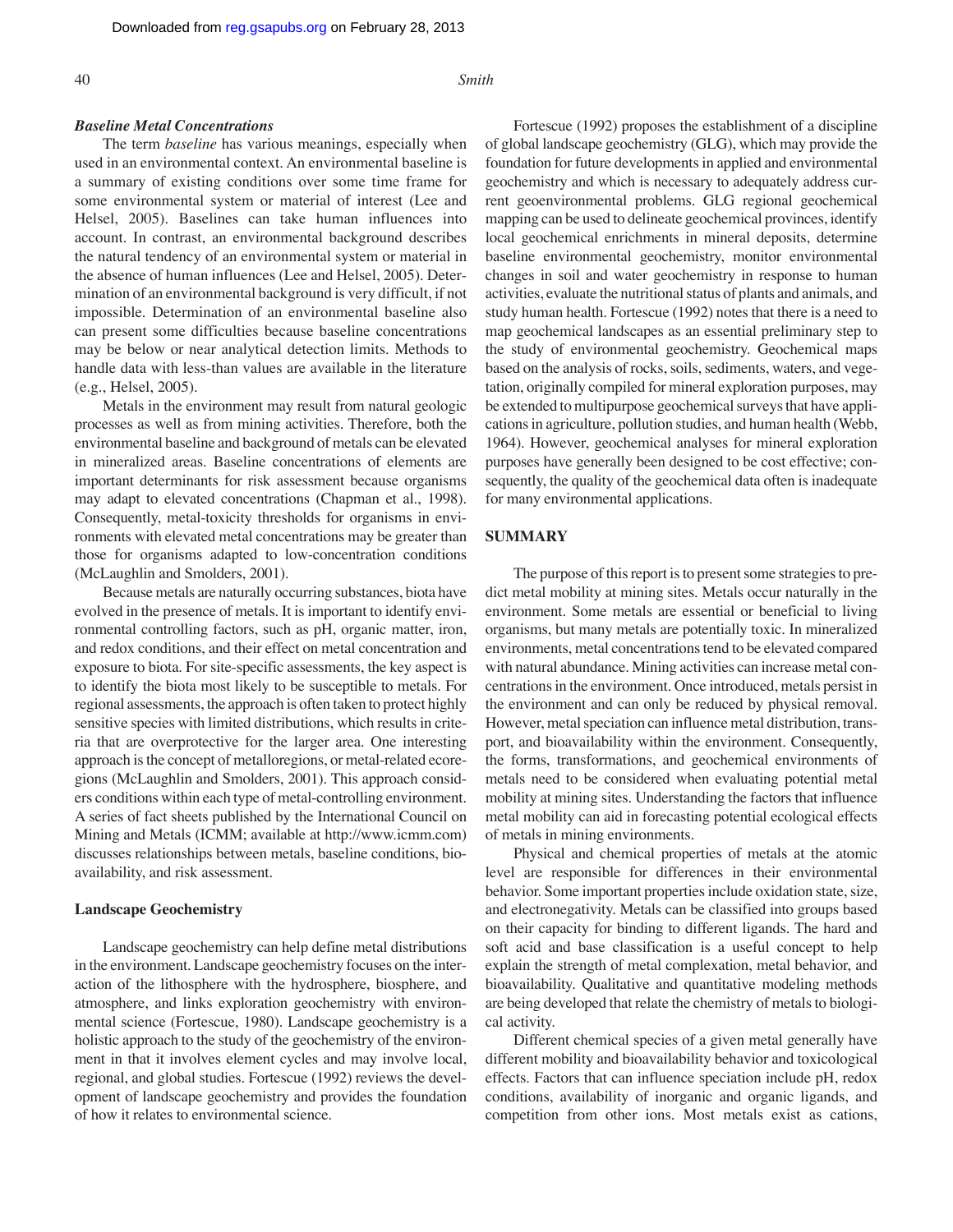### *Baseline Metal Concentrations*

The term *baseline* has various meanings, especially when used in an environmental context. An environmental baseline is a summary of existing conditions over some time frame for some environmental system or material of interest (Lee and Helsel, 2005). Baselines can take human influences into account. In contrast, an environmental background describes the natural tendency of an environmental system or material in the absence of human influences (Lee and Helsel, 2005). Determination of an environmental background is very difficult, if not impossible. Determination of an environmental baseline also can present some difficulties because baseline concentrations may be below or near analytical detection limits. Methods to handle data with less-than values are available in the literature (e.g., Helsel, 2005).

Metals in the environment may result from natural geologic processes as well as from mining activities. Therefore, both the environmental baseline and background of metals can be elevated in mineralized areas. Baseline concentrations of elements are important determinants for risk assessment because organisms may adapt to elevated concentrations (Chapman et al., 1998). Consequently, metal-toxicity thresholds for organisms in environments with elevated metal concentrations may be greater than those for organisms adapted to low-concentration conditions (McLaughlin and Smolders, 2001).

Because metals are naturally occurring substances, biota have evolved in the presence of metals. It is important to identify environmental controlling factors, such as pH, organic matter, iron, and redox conditions, and their effect on metal concentration and exposure to biota. For site-specific assessments, the key aspect is to identify the biota most likely to be susceptible to metals. For regional assessments, the approach is often taken to protect highly sensitive species with limited distributions, which results in criteria that are overprotective for the larger area. One interesting approach is the concept of metalloregions, or metal-related ecoregions (McLaughlin and Smolders, 2001). This approach considers conditions within each type of metal-controlling environment. A series of fact sheets published by the International Council on Mining and Metals (ICMM; available at http://www.icmm.com) discusses relationships between metals, baseline conditions, bioavailability, and risk assessment.

### Landscape Geochemistry

Landscape geochemistry can help define metal distributions in the environment. Landscape geochemistry focuses on the interaction of the lithosphere with the hydrosphere, biosphere, and atmosphere, and links exploration geochemistry with environmental science (Fortescue, 1980). Landscape geochemistry is a holistic approach to the study of the geochemistry of the environment in that it involves element cycles and may involve local, regional, and global studies. Fortescue (1992) reviews the development of landscape geochemistry and provides the foundation of how it relates to environmental science.

Fortescue (1992) proposes the establishment of a discipline of global landscape geochemistry (GLG), which may provide the foundation for future developments in applied and environmental geochemistry and which is necessary to adequately address current geoenvironmental problems. GLG regional geochemical mapping can be used to delineate geochemical provinces, identify local geochemical enrichments in mineral deposits, determine baseline environmental geochemistry, monitor environmental changes in soil and water geochemistry in response to human activities, evaluate the nutritional status of plants and animals, and study human health. Fortescue (1992) notes that there is a need to map geochemical landscapes as an essential preliminary step to the study of environmental geochemistry. Geochemical maps based on the analysis of rocks, soils, sediments, waters, and vegetation, originally compiled for mineral exploration purposes, may be extended to multipurpose geochemical surveys that have applications in agriculture, pollution studies, and human health (Webb, 1964). However, geochemical analyses for mineral exploration purposes have generally been designed to be cost effective; consequently, the quality of the geochemical data often is inadequate for many environmental applications.

## SUMMARY

The purpose of this report is to present some strategies to predict metal mobility at mining sites. Metals occur naturally in the environment. Some metals are essential or beneficial to living organisms, but many metals are potentially toxic. In mineralized environments, metal concentrations tend to be elevated compared with natural abundance. Mining activities can increase metal concentrations in the environment. Once introduced, metals persist in the environment and can only be reduced by physical removal. However, metal speciation can influence metal distribution, transport, and bioavailability within the environment. Consequently, the forms, transformations, and geochemical environments of metals need to be considered when evaluating potential metal mobility at mining sites. Understanding the factors that influence metal mobility can aid in forecasting potential ecological effects of metals in mining environments.

Physical and chemical properties of metals at the atomic level are responsible for differences in their environmental behavior. Some important properties include oxidation state, size, and electronegativity. Metals can be classified into groups based on their capacity for binding to different ligands. The hard and soft acid and base classification is a useful concept to help explain the strength of metal complexation, metal behavior, and bioavailability. Qualitative and quantitative modeling methods are being developed that relate the chemistry of metals to biological activity.

Different chemical species of a given metal generally have different mobility and bioavailability behavior and toxicological effects. Factors that can influence speciation include pH, redox conditions, availability of inorganic and organic ligands, and competition from other ions. Most metals exist as cations,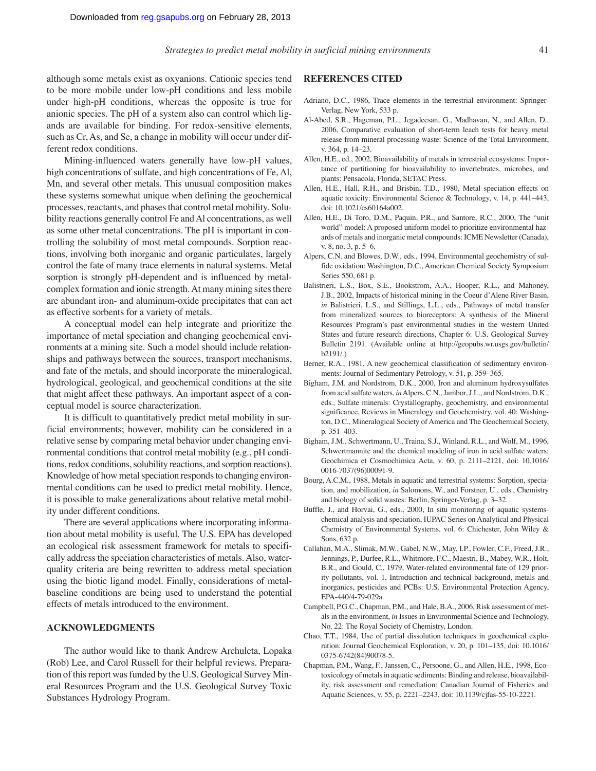although some metals exist as oxyanions. Cationic species tend to be more mobile under low-pH conditions and less mobile under high-pH conditions, whereas the opposite is true for anionic species. The pH of a system also can control which ligands are available for binding. For redox-sensitive elements, such as Cr, As, and Se, a change in mobility will occur under different redox conditions.

Mining-influenced waters generally have low-pH values, high concentrations of sulfate, and high concentrations of Fe, Al, Mn, and several other metals. This unusual composition makes these systems somewhat unique when defining the geochemical processes, reactants, and phases that control metal mobility. Solubility reactions generally control Fe and Al concentrations, as well as some other metal concentrations. The pH is important in controlling the solubility of most metal compounds. Sorption reactions, involving both inorganic and organic particulates, largely control the fate of many trace elements in natural systems. Metal sorption is strongly pH-dependent and is influenced by metal-complex formation and ionic strength. At many mining sites there are abundant iron- and aluminum-oxide precipitates that can act as effective sorbents for a variety of metals.

A conceptual model can help integrate and prioritize the importance of metal speciation and changing geochemical environments at a mining site. Such a model should include relationships and pathways between the sources, transport mechanisms, and fate of the metals, and should incorporate the mineralogical, hydrological, geological, and geochemical conditions at the site that might affect these pathways. An important aspect of a conceptual model is source characterization.

It is difficult to quantitatively predict metal mobility in surficial environments; however, mobility can be considered in a relative sense by comparing metal behavior under changing environmental conditions that control metal mobility (e.g., pH conditions, redox conditions, solubility reactions, and sorption reactions). Knowledge of how metal speciation responds to changing environmental conditions can be used to predict metal mobility. Hence, it is possible to make generalizations about relative metal mobility under different conditions.

There are several applications where incorporating information about metal mobility is useful. The U.S. EPA has developed an ecological risk assessment framework for metals to specifically address the speciation characteristics of metals. Also, water-quality criteria are being rewritten to address metal speciation using the biotic ligand model. Finally, considerations of metal-baseline conditions are being used to understand the potential effects of metals introduced to the environment.

## ACKNOWLEDGMENTS

The author would like to thank Andrew Archuleta, Lopaka (Rob) Lee, and Carol Russell for their helpful reviews. Preparation of this report was funded by the U.S. Geological Survey Mineral Resources Program and the U.S. Geological Survey Toxic Substances Hydrology Program.

## REFERENCES CITED

Adriano, D.C., 1986, Trace elements in the terrestrial environment: Springer-Verlag, New York, 533 p.

Al-Abed, S.R., Hageman, P.L., Jegadeesan, G., Madhavan, N., and Allen, D., 2006, Comparative evaluation of short-term leach tests for heavy metal release from mineral processing waste: Science of the Total Environment, v. 364, p. 14–23.

Allen, H.E., ed., 2002, Bioavailability of metals in terrestrial ecosystems: Importance of partitioning for bioavailability to invertebrates, microbes, and plants: Pensacola, Florida, SETAC Press.

Allen, H.E., Hall, R.H., and Brisbin, T.D., 1980, Metal speciation effects on aquatic toxicity: Environmental Science & Technology, v. 14, p. 441–443, doi: 10.1021/es60164a002.

Allen, H.E., Di Toro, D.M., Paquin, P.R., and Santore, R.C., 2000, The "unit world" model: A proposed uniform model to prioritize environmental hazards of metals and inorganic metal compounds: ICME Newsletter (Canada), v. 8, no. 3, p. 5–6.

Alpers, C.N. and Blowes, D.W., eds., 1994, Environmental geochemistry of sulfide oxidation: Washington, D.C., American Chemical Society Symposium Series 550, 681 p.

Balistrieri, L.S., Box, S.E., Bookstrom, A.A., Hooper, R.L., and Mahoney, J.B., 2002, Impacts of historical mining in the Coeur d'Alene River Basin, *in* Balistrieri, L.S., and Stillings, L.L., eds., Pathways of metal transfer from mineralized sources to bioreceptors: A synthesis of the Mineral Resources Program's past environmental studies in the western United States and future research directions, Chapter 6: U.S. Geological Survey Bulletin 2191. (Available online at http://geopubs.wr.usgs.gov/bulletin/b2191/.)

Berner, R.A., 1981, A new geochemical classification of sedimentary environments: Journal of Sedimentary Petrology, v. 51, p. 359–365.

Bigham, J.M. and Nordstrom, D.K., 2000, Iron and aluminum hydroxysulfates from acid sulfate waters, *in* Alpers, C.N., Jambor, J.L., and Nordstrom, D.K., eds., Sulfate minerals: Crystallography, geochemistry, and environmental significance, Reviews in Mineralogy and Geochemistry, vol. 40: Washington, D.C., Mineralogical Society of America and The Geochemical Society, p. 351–403.

Bigham, J.M., Schwertmann, U., Traina, S.J., Winland, R.L., and Wolf, M., 1996, Schwertmannite and the chemical modeling of iron in acid sulfate waters: Geochimica et Cosmochimica Acta, v. 60, p. 2111–2121, doi: 10.1016/0016-7037(96)00091-9.

Bourg, A.C.M., 1988, Metals in aquatic and terrestrial systems: Sorption, speciation, and mobilization, *in* Salomons, W., and Forstner, U., eds., Chemistry and biology of solid wastes: Berlin, Springer-Verlag, p. 3–32.

Buffle, J., and Horvai, G., eds., 2000, In situ monitoring of aquatic systems-chemical analysis and speciation, IUPAC Series on Analytical and Physical Chemistry of Environmental Systems, vol. 6: Chichester, John Wiley & Sons, 632 p.

Callahan, M.A., Slimak, M.W., Gabel, N.W., May, I.P., Fowler, C.F., Freed, J.R., Jennings, P., Durfee, R.L., Whitmore, F.C., Maestri, B., Mabey, W.R., Holt, B.R., and Gould, C., 1979, Water-related environmental fate of 129 priority pollutants, vol. 1, Introduction and technical background, metals and inorganics, pesticides and PCBs: U.S. Environmental Protection Agency, EPA-440/4-79-029a.

Campbell, P.G.C., Chapman, P.M., and Hale, B.A., 2006, Risk assessment of metals in the environment, *in* Issues in Environmental Science and Technology, No. 22: The Royal Society of Chemistry, London.

Chao, T.T., 1984, Use of partial dissolution techniques in geochemical exploration: Journal Geochemical Exploration, v. 20, p. 101–135, doi: 10.1016/0375-6742(84)90078-5.

Chapman, P.M., Wang, F., Janssen, C., Persoone, G., and Allen, H.E., 1998, Ecotoxicology of metals in aquatic sediments: Binding and release, bioavailability, risk assessment and remediation: Canadian Journal of Fisheries and Aquatic Sciences, v. 55, p. 2221–2243, doi: 10.1139/cjfas-55-10-2221.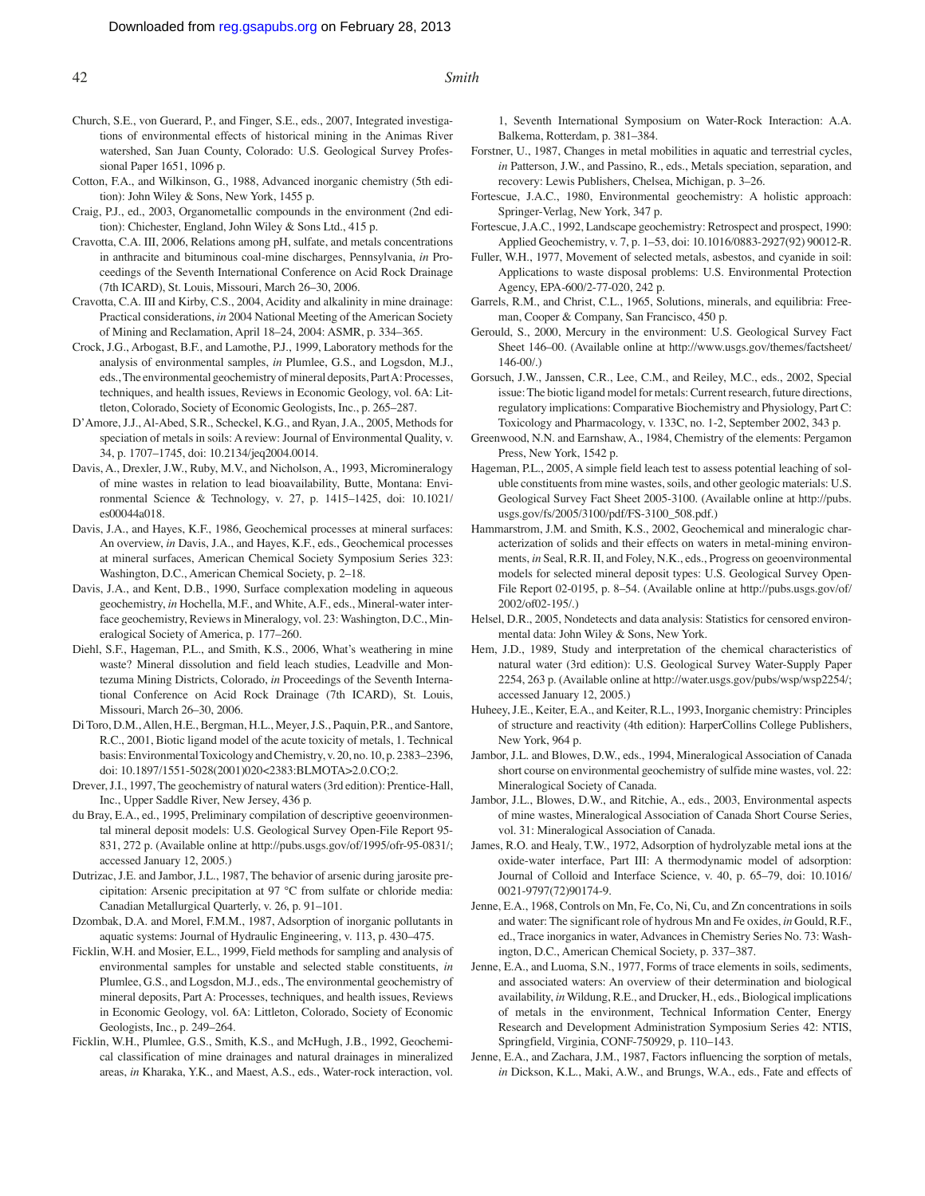Church, S.E., von Guerard, P., and Finger, S.E., eds., 2007, Integrated investigations of environmental effects of historical mining in the Animas River watershed, San Juan County, Colorado: U.S. Geological Survey Professional Paper 1651, 1096 p.

Cotton, F.A., and Wilkinson, G., 1988, Advanced inorganic chemistry (5th edition): John Wiley & Sons, New York, 1455 p.

Craig, P.J., ed., 2003, Organometallic compounds in the environment (2nd edition): Chichester, England, John Wiley & Sons Ltd., 415 p.

Cravotta, C.A. III, 2006, Relations among pH, sulfate, and metals concentrations in anthracite and bituminous coal-mine discharges, Pennsylvania, *in* Proceedings of the Seventh International Conference on Acid Rock Drainage (7th ICARD), St. Louis, Missouri, March 26–30, 2006.

Cravotta, C.A. III and Kirby, C.S., 2004, Acidity and alkalinity in mine drainage: Practical considerations, *in* 2004 National Meeting of the American Society of Mining and Reclamation, April 18–24, 2004: ASMR, p. 334–365.

Crock, J.G., Arbogast, B.F., and Lamothe, P.J., 1999, Laboratory methods for the analysis of environmental samples, *in* Plumlee, G.S., and Logsdon, M.J., eds., The environmental geochemistry of mineral deposits, Part A: Processes, techniques, and health issues, Reviews in Economic Geology, vol. 6A: Littleton, Colorado, Society of Economic Geologists, Inc., p. 265–287.

D'Amore, J.J., Al-Abed, S.R., Scheckel, K.G., and Ryan, J.A., 2005, Methods for speciation of metals in soils: A review: Journal of Environmental Quality, v. 34, p. 1707–1745, doi: 10.2134/jeq2004.0014.

Davis, A., Drexler, J.W., Ruby, M.V., and Nicholson, A., 1993, Micromineralogy of mine wastes in relation to lead bioavailability, Butte, Montana: Environmental Science & Technology, v. 27, p. 1415–1425, doi: 10.1021/es00044a018.

Davis, J.A., and Hayes, K.F., 1986, Geochemical processes at mineral surfaces: An overview, *in* Davis, J.A., and Hayes, K.F., eds., Geochemical processes at mineral surfaces, American Chemical Society Symposium Series 323: Washington, D.C., American Chemical Society, p. 2–18.

Davis, J.A., and Kent, D.B., 1990, Surface complexation modeling in aqueous geochemistry, *in* Hochella, M.F., and White, A.F., eds., Mineral-water interface geochemistry, Reviews in Mineralogy, vol. 23: Washington, D.C., Mineralogical Society of America, p. 177–260.

Diehl, S.F., Hageman, P.L., and Smith, K.S., 2006, What's weathering in mine waste? Mineral dissolution and field leach studies, Leadville and Montezuma Mining Districts, Colorado, *in* Proceedings of the Seventh International Conference on Acid Rock Drainage (7th ICARD), St. Louis, Missouri, March 26–30, 2006.

Di Toro, D.M., Allen, H.E., Bergman, H.L., Meyer, J.S., Paquin, P.R., and Santore, R.C., 2001, Biotic ligand model of the acute toxicity of metals, 1. Technical basis: Environmental Toxicology and Chemistry, v. 20, no. 10, p. 2383–2396, doi: 10.1897/1551-5028(2001)020<2383:BLMOTA>2.0.CO;2.

Drever, J.I., 1997, The geochemistry of natural waters (3rd edition): Prentice-Hall, Inc., Upper Saddle River, New Jersey, 436 p.

du Bray, E.A., ed., 1995, Preliminary compilation of descriptive geoenvironmental mineral deposit models: U.S. Geological Survey Open-File Report 95-831, 272 p. (Available online at http://pubs.usgs.gov/of/1995/ofr-95-0831/; accessed January 12, 2005.)

Dutrizac, J.E. and Jambor, J.L., 1987, The behavior of arsenic during jarosite precipitation: Arsenic precipitation at 97 °C from sulfate or chloride media: Canadian Metallurgical Quarterly, v. 26, p. 91–101.

Dzombak, D.A. and Morel, F.M.M., 1987, Adsorption of inorganic pollutants in aquatic systems: Journal of Hydraulic Engineering, v. 113, p. 430–475.

Ficklin, W.H. and Mosier, E.L., 1999, Field methods for sampling and analysis of environmental samples for unstable and selected stable constituents, *in* Plumlee, G.S., and Logsdon, M.J., eds., The environmental geochemistry of mineral deposits, Part A: Processes, techniques, and health issues, Reviews in Economic Geology, vol. 6A: Littleton, Colorado, Society of Economic Geologists, Inc., p. 249–264.

Ficklin, W.H., Plumlee, G.S., Smith, K.S., and McHugh, J.B., 1992, Geochemical classification of mine drainages and natural drainages in mineralized areas, *in* Kharaka, Y.K., and Maest, A.S., eds., Water-rock interaction, vol. 1, Seventh International Symposium on Water-Rock Interaction: A.A. Balkema, Rotterdam, p. 381–384.

Forstner, U., 1987, Changes in metal mobilities in aquatic and terrestrial cycles, *in* Patterson, J.W., and Passino, R., eds., Metals speciation, separation, and recovery: Lewis Publishers, Chelsea, Michigan, p. 3–26.

Fortescue, J.A.C., 1980, Environmental geochemistry: A holistic approach: Springer-Verlag, New York, 347 p.

Fortescue, J.A.C., 1992, Landscape geochemistry: Retrospect and prospect, 1990: Applied Geochemistry, v. 7, p. 1–53, doi: 10.1016/0883-2927(92) 90012-R.

Fuller, W.H., 1977, Movement of selected metals, asbestos, and cyanide in soil: Applications to waste disposal problems: U.S. Environmental Protection Agency, EPA-600/2-77-020, 242 p.

Garrels, R.M., and Christ, C.L., 1965, Solutions, minerals, and equilibria: Freeman, Cooper & Company, San Francisco, 450 p.

Gerould, S., 2000, Mercury in the environment: U.S. Geological Survey Fact Sheet 146–00. (Available online at http://www.usgs.gov/themes/factsheet/146-00/.)

Gorsuch, J.W., Janssen, C.R., Lee, C.M., and Reiley, M.C., eds., 2002, Special issue: The biotic ligand model for metals: Current research, future directions, regulatory implications: Comparative Biochemistry and Physiology, Part C: Toxicology and Pharmacology, v. 133C, no. 1-2, September 2002, 343 p.

Greenwood, N.N. and Earnshaw, A., 1984, Chemistry of the elements: Pergamon Press, New York, 1542 p.

Hageman, P.L., 2005, A simple field leach test to assess potential leaching of soluble constituents from mine wastes, soils, and other geologic materials: U.S. Geological Survey Fact Sheet 2005-3100. (Available online at http://pubs.usgs.gov/fs/2005/3100/pdf/FS-3100_508.pdf.)

Hammarstrom, J.M. and Smith, K.S., 2002, Geochemical and mineralogic characterization of solids and their effects on waters in metal-mining environments, *in* Seal, R.R. II, and Foley, N.K., eds., Progress on geoenvironmental models for selected mineral deposit types: U.S. Geological Survey Open-File Report 02-0195, p. 8–54. (Available online at http://pubs.usgs.gov/of/2002/of02-195/.)

Helsel, D.R., 2005, Nondetects and data analysis: Statistics for censored environmental data: John Wiley & Sons, New York.

Hem, J.D., 1989, Study and interpretation of the chemical characteristics of natural water (3rd edition): U.S. Geological Survey Water-Supply Paper 2254, 263 p. (Available online at http://water.usgs.gov/pubs/wsp/wsp2254/; accessed January 12, 2005.)

Huheey, J.E., Keiter, E.A., and Keiter, R.L., 1993, Inorganic chemistry: Principles of structure and reactivity (4th edition): HarperCollins College Publishers, New York, 964 p.

Jambor, J.L. and Blowes, D.W., eds., 1994, Mineralogical Association of Canada short course on environmental geochemistry of sulfide mine wastes, vol. 22: Mineralogical Society of Canada.

Jambor, J.L., Blowes, D.W., and Ritchie, A., eds., 2003, Environmental aspects of mine wastes, Mineralogical Association of Canada Short Course Series, vol. 31: Mineralogical Association of Canada.

James, R.O. and Healy, T.W., 1972, Adsorption of hydrolyzable metal ions at the oxide-water interface, Part III: A thermodynamic model of adsorption: Journal of Colloid and Interface Science, v. 40, p. 65–79, doi: 10.1016/0021-9797(72)90174-9.

Jenne, E.A., 1968, Controls on Mn, Fe, Co, Ni, Cu, and Zn concentrations in soils and water: The significant role of hydrous Mn and Fe oxides, *in* Gould, R.F., ed., Trace inorganics in water, Advances in Chemistry Series No. 73: Washington, D.C., American Chemical Society, p. 337–387.

Jenne, E.A., and Luoma, S.N., 1977, Forms of trace elements in soils, sediments, and associated waters: An overview of their determination and biological availability, *in* Wildung, R.E., and Drucker, H., eds., Biological implications of metals in the environment, Technical Information Center, Energy Research and Development Administration Symposium Series 42: NTIS, Springfield, Virginia, CONF-750929, p. 110–143.

Jenne, E.A., and Zachara, J.M., 1987, Factors influencing the sorption of metals, *in* Dickson, K.L., Maki, A.W., and Brungs, W.A., eds., Fate and effects of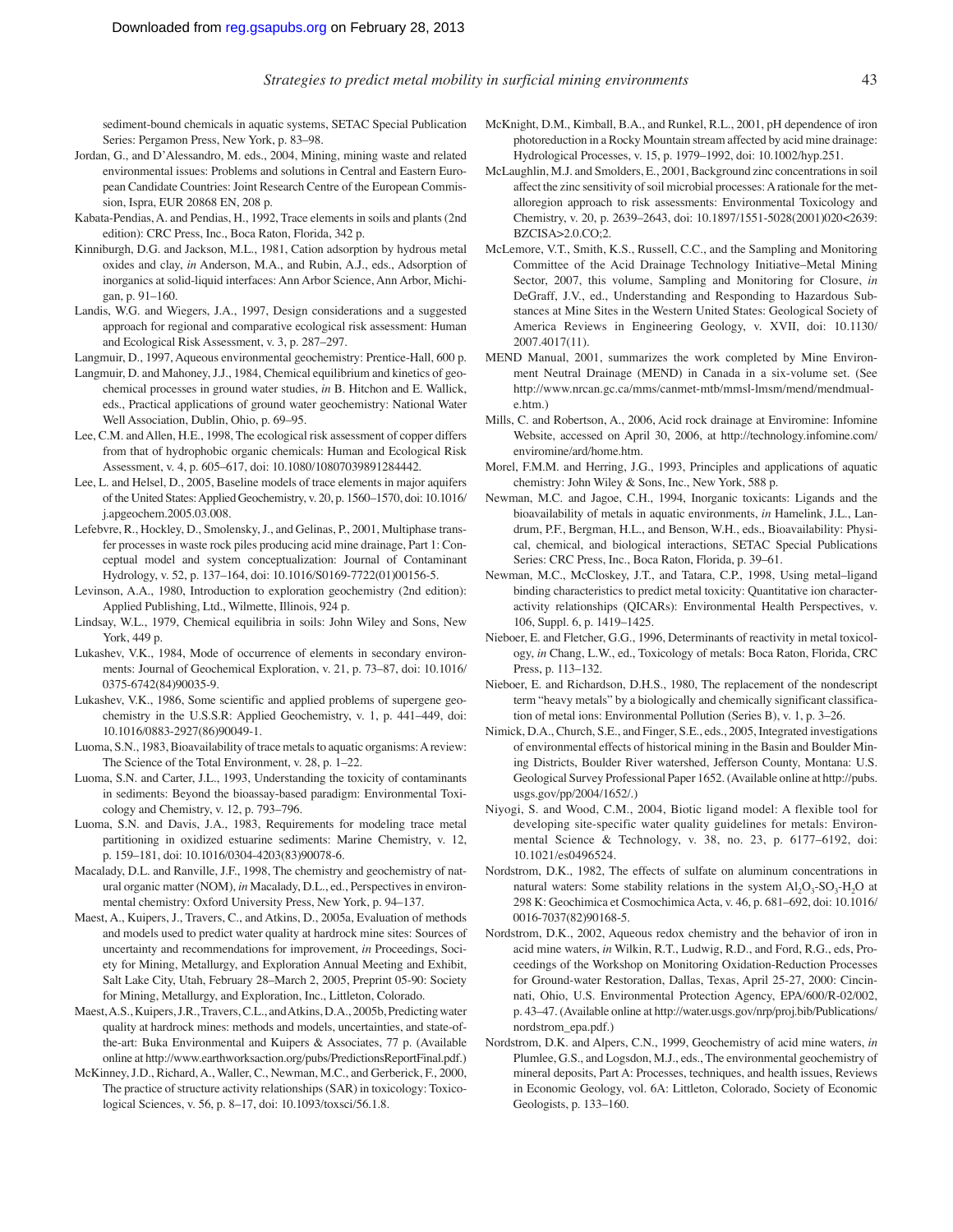sediment-bound chemicals in aquatic systems, SETAC Special Publication Series: Pergamon Press, New York, p. 83–98.

Jordan, G., and D'Alessandro, M. eds., 2004, Mining, mining waste and related environmental issues: Problems and solutions in Central and Eastern European Candidate Countries: Joint Research Centre of the European Commission, Ispra, EUR 20868 EN, 208 p.

Kabata-Pendias, A. and Pendias, H., 1992, Trace elements in soils and plants (2nd edition): CRC Press, Inc., Boca Raton, Florida, 342 p.

Kinniburgh, D.G. and Jackson, M.L., 1981, Cation adsorption by hydrous metal oxides and clay, *in* Anderson, M.A., and Rubin, A.J., eds., Adsorption of inorganics at solid-liquid interfaces: Ann Arbor Science, Ann Arbor, Michigan, p. 91–160.

Landis, W.G. and Wiegers, J.A., 1997, Design considerations and a suggested approach for regional and comparative ecological risk assessment: Human and Ecological Risk Assessment, v. 3, p. 287–297.

Langmuir, D., 1997, Aqueous environmental geochemistry: Prentice-Hall, 600 p.

Langmuir, D. and Mahoney, J.J., 1984, Chemical equilibrium and kinetics of geochemical processes in ground water studies, *in* B. Hitchon and E. Wallick, eds., Practical applications of ground water geochemistry: National Water Well Association, Dublin, Ohio, p. 69–95.

Lee, C.M. and Allen, H.E., 1998, The ecological risk assessment of copper differs from that of hydrophobic organic chemicals: Human and Ecological Risk Assessment, v. 4, p. 605–617, doi: 10.1080/10807039891284442.

Lee, L. and Helsel, D., 2005, Baseline models of trace elements in major aquifers of the United States: Applied Geochemistry, v. 20, p. 1560–1570, doi: 10.1016/j.apgeochem.2005.03.008.

Lefebvre, R., Hockley, D., Smolensky, J., and Gelinas, P., 2001, Multiphase transfer processes in waste rock piles producing acid mine drainage, Part 1: Conceptual model and system conceptualization: Journal of Contaminant Hydrology, v. 52, p. 137–164, doi: 10.1016/S0169-7722(01)00156-5.

Levinson, A.A., 1980, Introduction to exploration geochemistry (2nd edition): Applied Publishing, Ltd., Wilmette, Illinois, 924 p.

Lindsay, W.L., 1979, Chemical equilibria in soils: John Wiley and Sons, New York, 449 p.

Lukashev, V.K., 1984, Mode of occurrence of elements in secondary environments: Journal of Geochemical Exploration, v. 21, p. 73–87, doi: 10.1016/0375-6742(84)90035-9.

Lukashev, V.K., 1986, Some scientific and applied problems of supergene geochemistry in the U.S.S.R: Applied Geochemistry, v. 1, p. 441–449, doi: 10.1016/0883-2927(86)90049-1.

Luoma, S.N., 1983, Bioavailability of trace metals to aquatic organisms: A review: The Science of the Total Environment, v. 28, p. 1–22.

Luoma, S.N. and Carter, J.L., 1993, Understanding the toxicity of contaminants in sediments: Beyond the bioassay-based paradigm: Environmental Toxicology and Chemistry, v. 12, p. 793–796.

Luoma, S.N. and Davis, J.A., 1983, Requirements for modeling trace metal partitioning in oxidized estuarine sediments: Marine Chemistry, v. 12, p. 159–181, doi: 10.1016/0304-4203(83)90078-6.

Macalady, D.L. and Ranville, J.F., 1998, The chemistry and geochemistry of natural organic matter (NOM), *in* Macalady, D.L., ed., Perspectives in environmental chemistry: Oxford University Press, New York, p. 94–137.

Maest, A., Kuipers, J., Travers, C., and Atkins, D., 2005a, Evaluation of methods and models used to predict water quality at hardrock mine sites: Sources of uncertainty and recommendations for improvement, *in* Proceedings, Society for Mining, Metallurgy, and Exploration Annual Meeting and Exhibit, Salt Lake City, Utah, February 28–March 2, 2005, Preprint 05-90: Society for Mining, Metallurgy, and Exploration, Inc., Littleton, Colorado.

Maest, A.S., Kuipers, J.R., Travers, C.L., and Atkins, D.A., 2005b, Predicting water quality at hardrock mines: methods and models, uncertainties, and state-of-the-art: Buka Environmental and Kuipers & Associates, 77 p. (Available online at http://www.earthworksaction.org/pubs/PredictionsReportFinal.pdf.)

McKinney, J.D., Richard, A., Waller, C., Newman, M.C., and Gerberick, F., 2000, The practice of structure activity relationships (SAR) in toxicology: Toxicological Sciences, v. 56, p. 8–17, doi: 10.1093/toxsci/56.1.8.

McKnight, D.M., Kimball, B.A., and Runkel, R.L., 2001, pH dependence of iron photoreduction in a Rocky Mountain stream affected by acid mine drainage: Hydrological Processes, v. 15, p. 1979–1992, doi: 10.1002/hyp.251.

McLaughlin, M.J. and Smolders, E., 2001, Background zinc concentrations in soil affect the zinc sensitivity of soil microbial processes: A rationale for the metalloregion approach to risk assessments: Environmental Toxicology and Chemistry, v. 20, p. 2639–2643, doi: 10.1897/1551-5028(2001)020<2639:BZCISA>2.0.CO;2.

McLemore, V.T., Smith, K.S., Russell, C.C., and the Sampling and Monitoring Committee of the Acid Drainage Technology Initiative–Metal Mining Sector, 2007, this volume, Sampling and Monitoring for Closure, *in* DeGraff, J.V., ed., Understanding and Responding to Hazardous Substances at Mine Sites in the Western United States: Geological Society of America Reviews in Engineering Geology, v. XVII, doi: 10.1130/2007.4017(11).

MEND Manual, 2001, summarizes the work completed by Mine Environment Neutral Drainage (MEND) in Canada in a six-volume set. (See http://www.nrcan.gc.ca/mms/canmet-mtb/mmsl-lmsm/mend/mendmuale.htm.)

Mills, C. and Robertson, A., 2006, Acid rock drainage at Enviromine: Infomine Website, accessed on April 30, 2006, at http://technology.infomine.com/enviromine/ard/home.htm.

Morel, F.M.M. and Herring, J.G., 1993, Principles and applications of aquatic chemistry: John Wiley & Sons, Inc., New York, 588 p.

Newman, M.C. and Jagoe, C.H., 1994, Inorganic toxicants: Ligands and the bioavailability of metals in aquatic environments, *in* Hamelink, J.L., Landrum, P.F., Bergman, H.L., and Benson, W.H., eds., Bioavailability: Physical, chemical, and biological interactions, SETAC Special Publications Series: CRC Press, Inc., Boca Raton, Florida, p. 39–61.

Newman, M.C., McCloskey, J.T., and Tatara, C.P., 1998, Using metal–ligand binding characteristics to predict metal toxicity: Quantitative ion character-activity relationships (QICARs): Environmental Health Perspectives, v. 106, Suppl. 6, p. 1419–1425.

Nieboer, E. and Fletcher, G.G., 1996, Determinants of reactivity in metal toxicology, *in* Chang, L.W., ed., Toxicology of metals: Boca Raton, Florida, CRC Press, p. 113–132.

Nieboer, E. and Richardson, D.H.S., 1980, The replacement of the nondescript term "heavy metals" by a biologically and chemically significant classification of metal ions: Environmental Pollution (Series B), v. 1, p. 3–26.

Nimick, D.A., Church, S.E., and Finger, S.E., eds., 2005, Integrated investigations of environmental effects of historical mining in the Basin and Boulder Mining Districts, Boulder River watershed, Jefferson County, Montana: U.S. Geological Survey Professional Paper 1652. (Available online at http://pubs.usgs.gov/pp/2004/1652/.)

Niyogi, S. and Wood, C.M., 2004, Biotic ligand model: A flexible tool for developing site-specific water quality guidelines for metals: Environmental Science & Technology, v. 38, no. 23, p. 6177–6192, doi: 10.1021/es0496524.

Nordstrom, D.K., 1982, The effects of sulfate on aluminum concentrations in natural waters: Some stability relations in the system $Al_2O_3$-$SO_3$-$H_2O$ at 298 K: Geochimica et Cosmochimica Acta, v. 46, p. 681–692, doi: 10.1016/0016-7037(82)90168-5.

Nordstrom, D.K., 2002, Aqueous redox chemistry and the behavior of iron in acid mine waters, *in* Wilkin, R.T., Ludwig, R.D., and Ford, R.G., eds, Proceedings of the Workshop on Monitoring Oxidation-Reduction Processes for Ground-water Restoration, Dallas, Texas, April 25-27, 2000: Cincinnati, Ohio, U.S. Environmental Protection Agency, EPA/600/R-02/002, p. 43–47. (Available online at http://water.usgs.gov/nrp/proj.bib/Publications/nordstrom_epa.pdf.)

Nordstrom, D.K. and Alpers, C.N., 1999, Geochemistry of acid mine waters, *in* Plumlee, G.S., and Logsdon, M.J., eds., The environmental geochemistry of mineral deposits, Part A: Processes, techniques, and health issues, Reviews in Economic Geology, vol. 6A: Littleton, Colorado, Society of Economic Geologists, p. 133–160.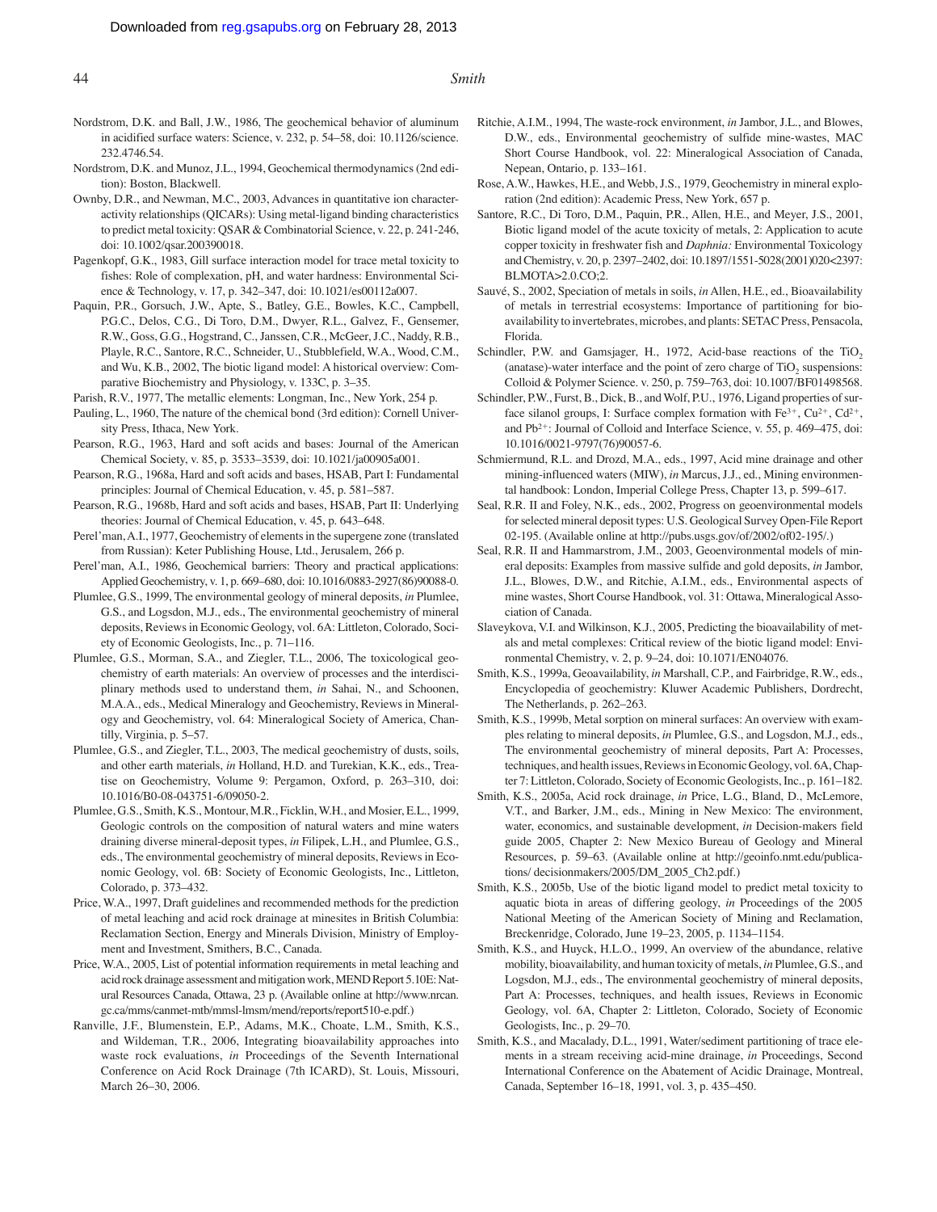Nordstrom, D.K. and Ball, J.W., 1986, The geochemical behavior of aluminum in acidified surface waters: Science, v. 232, p. 54–58, doi: 10.1126/science.232.4746.54.

Nordstrom, D.K. and Munoz, J.L., 1994, Geochemical thermodynamics (2nd edition): Boston, Blackwell.

Ownby, D.R., and Newman, M.C., 2003, Advances in quantitative ion character-activity relationships (QICARs): Using metal-ligand binding characteristics to predict metal toxicity: QSAR & Combinatorial Science, v. 22, p. 241-246, doi: 10.1002/qsar.200390018.

Pagenkopf, G.K., 1983, Gill surface interaction model for trace metal toxicity to fishes: Role of complexation, pH, and water hardness: Environmental Science & Technology, v. 17, p. 342–347, doi: 10.1021/es00112a007.

Paquin, P.R., Gorsuch, J.W., Apte, S., Batley, G.E., Bowles, K.C., Campbell, P.G.C., Delos, C.G., Di Toro, D.M., Dwyer, R.L., Galvez, F., Gensemer, R.W., Goss, G.G., Hogstrand, C., Janssen, C.R., McGeer, J.C., Naddy, R.B., Playle, R.C., Santore, R.C., Schneider, U., Stubblefield, W.A., Wood, C.M., and Wu, K.B., 2002, The biotic ligand model: A historical overview: Comparative Biochemistry and Physiology, v. 133C, p. 3–35.

Parish, R.V., 1977, The metallic elements: Longman, Inc., New York, 254 p.

Pauling, L., 1960, The nature of the chemical bond (3rd edition): Cornell University Press, Ithaca, New York.

Pearson, R.G., 1963, Hard and soft acids and bases: Journal of the American Chemical Society, v. 85, p. 3533–3539, doi: 10.1021/ja00905a001.

Pearson, R.G., 1968a, Hard and soft acids and bases, HSAB, Part I: Fundamental principles: Journal of Chemical Education, v. 45, p. 581–587.

Pearson, R.G., 1968b, Hard and soft acids and bases, HSAB, Part II: Underlying theories: Journal of Chemical Education, v. 45, p. 643–648.

Perel'man, A.I., 1977, Geochemistry of elements in the supergene zone (translated from Russian): Keter Publishing House, Ltd., Jerusalem, 266 p.

Perel'man, A.I., 1986, Geochemical barriers: Theory and practical applications: Applied Geochemistry, v. 1, p. 669–680, doi: 10.1016/0883-2927(86)90088-0.

Plumlee, G.S., 1999, The environmental geology of mineral deposits, *in* Plumlee, G.S., and Logsdon, M.J., eds., The environmental geochemistry of mineral deposits, Reviews in Economic Geology, vol. 6A: Littleton, Colorado, Society of Economic Geologists, Inc., p. 71–116.

Plumlee, G.S., Morman, S.A., and Ziegler, T.L., 2006, The toxicological geochemistry of earth materials: An overview of processes and the interdisciplinary methods used to understand them, *in* Sahai, N., and Schoonen, M.A.A., eds., Medical Mineralogy and Geochemistry, Reviews in Mineralogy and Geochemistry, vol. 64: Mineralogical Society of America, Chantilly, Virginia, p. 5–57.

Plumlee, G.S., and Ziegler, T.L., 2003, The medical geochemistry of dusts, soils, and other earth materials, *in* Holland, H.D. and Turekian, K.K., eds., Treatise on Geochemistry, Volume 9: Pergamon, Oxford, p. 263–310, doi: 10.1016/B0-08-043751-6/09050-2.

Plumlee, G.S., Smith, K.S., Montour, M.R., Ficklin, W.H., and Mosier, E.L., 1999, Geologic controls on the composition of natural waters and mine waters draining diverse mineral-deposit types, *in* Filipek, L.H., and Plumlee, G.S., eds., The environmental geochemistry of mineral deposits, Reviews in Economic Geology, vol. 6B: Society of Economic Geologists, Inc., Littleton, Colorado, p. 373–432.

Price, W.A., 1997, Draft guidelines and recommended methods for the prediction of metal leaching and acid rock drainage at minesites in British Columbia: Reclamation Section, Energy and Minerals Division, Ministry of Employment and Investment, Smithers, B.C., Canada.

Price, W.A., 2005, List of potential information requirements in metal leaching and acid rock drainage assessment and mitigation work, MEND Report 5.10E: Natural Resources Canada, Ottawa, 23 p. (Available online at http://www.nrcan.gc.ca/mms/canmet-mtb/mmsl-lmsm/mend/reports/report510-e.pdf.)

Ranville, J.F., Blumenstein, E.P., Adams, M.K., Choate, L.M., Smith, K.S., and Wildeman, T.R., 2006, Integrating bioavailability approaches into waste rock evaluations, *in* Proceedings of the Seventh International Conference on Acid Rock Drainage (7th ICARD), St. Louis, Missouri, March 26–30, 2006.

Ritchie, A.I.M., 1994, The waste-rock environment, *in* Jambor, J.L., and Blowes, D.W., eds., Environmental geochemistry of sulfide mine-wastes, MAC Short Course Handbook, vol. 22: Mineralogical Association of Canada, Nepean, Ontario, p. 133–161.

Rose, A.W., Hawkes, H.E., and Webb, J.S., 1979, Geochemistry in mineral exploration (2nd edition): Academic Press, New York, 657 p.

Santore, R.C., Di Toro, D.M., Paquin, P.R., Allen, H.E., and Meyer, J.S., 2001, Biotic ligand model of the acute toxicity of metals, 2: Application to acute copper toxicity in freshwater fish and *Daphnia:* Environmental Toxicology and Chemistry, v. 20, p. 2397–2402, doi: 10.1897/1551-5028(2001)020<2397:BLMOTA>2.0.CO;2.

Sauvé, S., 2002, Speciation of metals in soils, *in* Allen, H.E., ed., Bioavailability of metals in terrestrial ecosystems: Importance of partitioning for bioavailability to invertebrates, microbes, and plants: SETAC Press, Pensacola, Florida.

Schindler, P.W. and Gamsjager, H., 1972, Acid-base reactions of the $TiO_2$ (anatase)-water interface and the point of zero charge of $TiO_2$ suspensions: Colloid & Polymer Science. v. 250, p. 759–763, doi: 10.1007/BF01498568.

Schindler, P.W., Furst, B., Dick, B., and Wolf, P.U., 1976, Ligand properties of surface silanol groups, I: Surface complex formation with $Fe^{3+}$, $Cu^{2+}$, $Cd^{2+}$, and $Pb^{2+}$: Journal of Colloid and Interface Science, v. 55, p. 469–475, doi: 10.1016/0021-9797(76)90057-6.

Schmiermund, R.L. and Drozd, M.A., eds., 1997, Acid mine drainage and other mining-influenced waters (MIW), *in* Marcus, J.J., ed., Mining environmental handbook: London, Imperial College Press, Chapter 13, p. 599–617.

Seal, R.R. II and Foley, N.K., eds., 2002, Progress on geoenvironmental models for selected mineral deposit types: U.S. Geological Survey Open-File Report 02-195. (Available online at http://pubs.usgs.gov/of/2002/of02-195/.)

Seal, R.R. II and Hammarstrom, J.M., 2003, Geoenvironmental models of mineral deposits: Examples from massive sulfide and gold deposits, *in* Jambor, J.L., Blowes, D.W., and Ritchie, A.I.M., eds., Environmental aspects of mine wastes, Short Course Handbook, vol. 31: Ottawa, Mineralogical Association of Canada.

Slaveykova, V.I. and Wilkinson, K.J., 2005, Predicting the bioavailability of metals and metal complexes: Critical review of the biotic ligand model: Environmental Chemistry, v. 2, p. 9–24, doi: 10.1071/EN04076.

Smith, K.S., 1999a, Geoavailability, *in* Marshall, C.P., and Fairbridge, R.W., eds., Encyclopedia of geochemistry: Kluwer Academic Publishers, Dordrecht, The Netherlands, p. 262–263.

Smith, K.S., 1999b, Metal sorption on mineral surfaces: An overview with examples relating to mineral deposits, *in* Plumlee, G.S., and Logsdon, M.J., eds., The environmental geochemistry of mineral deposits, Part A: Processes, techniques, and health issues, Reviews in Economic Geology, vol. 6A, Chapter 7: Littleton, Colorado, Society of Economic Geologists, Inc., p. 161–182.

Smith, K.S., 2005a, Acid rock drainage, *in* Price, L.G., Bland, D., McLemore, V.T., and Barker, J.M., eds., Mining in New Mexico: The environment, water, economics, and sustainable development, *in* Decision-makers field guide 2005, Chapter 2: New Mexico Bureau of Geology and Mineral Resources, p. 59–63. (Available online at http://geoinfo.nmt.edu/publications/ decisionmakers/2005/DM_2005_Ch2.pdf.)

Smith, K.S., 2005b, Use of the biotic ligand model to predict metal toxicity to aquatic biota in areas of differing geology, *in* Proceedings of the 2005 National Meeting of the American Society of Mining and Reclamation, Breckenridge, Colorado, June 19–23, 2005, p. 1134–1154.

Smith, K.S., and Huyck, H.L.O., 1999, An overview of the abundance, relative mobility, bioavailability, and human toxicity of metals, *in* Plumlee, G.S., and Logsdon, M.J., eds., The environmental geochemistry of mineral deposits, Part A: Processes, techniques, and health issues, Reviews in Economic Geology, vol. 6A, Chapter 2: Littleton, Colorado, Society of Economic Geologists, Inc., p. 29–70.

Smith, K.S., and Macalady, D.L., 1991, Water/sediment partitioning of trace elements in a stream receiving acid-mine drainage, *in* Proceedings, Second International Conference on the Abatement of Acidic Drainage, Montreal, Canada, September 16–18, 1991, vol. 3, p. 435–450.